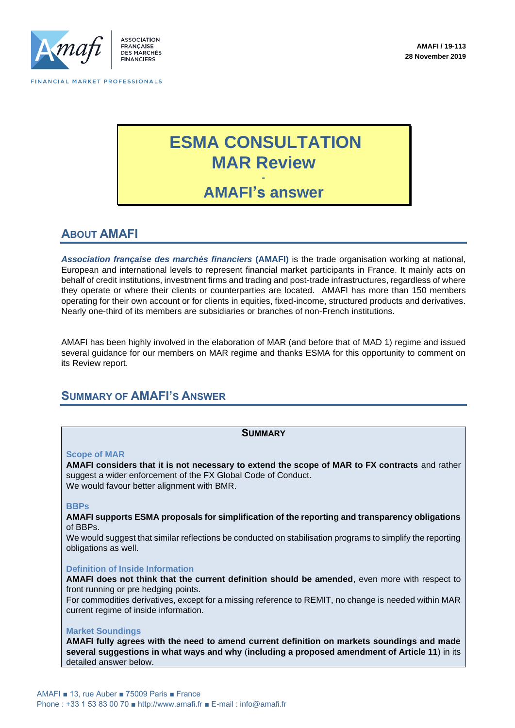ASSOCIATION FRANÇAISE DES MARCHÉS FINANCIERS

FINANCIAL MARKET PROFESSIONALS

**AMAFI / 19-113**
**28 November 2019**

# ESMA CONSULTATION MAR Review - AMAFI's answer

## About AMAFI

***Association française des marchés financiers*** **(AMAFI)** is the trade organisation working at national, European and international levels to represent financial market participants in France. It mainly acts on behalf of credit institutions, investment firms and trading and post-trade infrastructures, regardless of where they operate or where their clients or counterparties are located. AMAFI has more than 150 members operating for their own account or for clients in equities, fixed-income, structured products and derivatives. Nearly one-third of its members are subsidiaries or branches of non-French institutions.

AMAFI has been highly involved in the elaboration of MAR (and before that of MAD 1) regime and issued several guidance for our members on MAR regime and thanks ESMA for this opportunity to comment on its Review report.

## Summary of AMAFI's Answer

**Summary**

**Scope of MAR**

**AMAFI considers that it is not necessary to extend the scope of MAR to FX contracts** and rather suggest a wider enforcement of the FX Global Code of Conduct.
We would favour better alignment with BMR.

**BBPs**

**AMAFI supports ESMA proposals for simplification of the reporting and transparency obligations** of BBPs.
We would suggest that similar reflections be conducted on stabilisation programs to simplify the reporting obligations as well.

**Definition of Inside Information**

**AMAFI does not think that the current definition should be amended**, even more with respect to front running or pre hedging points.
For commodities derivatives, except for a missing reference to REMIT, no change is needed within MAR current regime of inside information.

**Market Soundings**

**AMAFI fully agrees with the need to amend current definition on markets soundings and made several suggestions in what ways and why** (**including a proposed amendment of Article 11**) in its detailed answer below.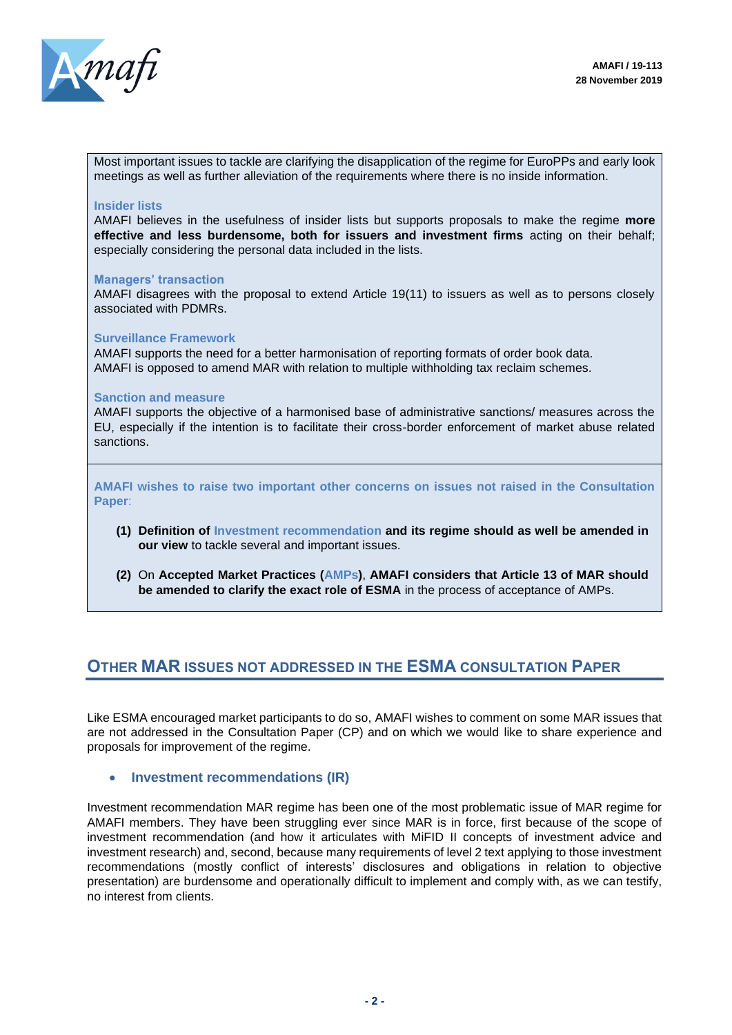Most important issues to tackle are clarifying the disapplication of the regime for EuroPPs and early look meetings as well as further alleviation of the requirements where there is no inside information.

**Insider lists**

AMAFI believes in the usefulness of insider lists but supports proposals to make the regime **more effective and less burdensome, both for issuers and investment firms** acting on their behalf; especially considering the personal data included in the lists.

**Managers' transaction**

AMAFI disagrees with the proposal to extend Article 19(11) to issuers as well as to persons closely associated with PDMRs.

**Surveillance Framework**

AMAFI supports the need for a better harmonisation of reporting formats of order book data.
AMAFI is opposed to amend MAR with relation to multiple withholding tax reclaim schemes.

**Sanction and measure**

AMAFI supports the objective of a harmonised base of administrative sanctions/ measures across the EU, especially if the intention is to facilitate their cross-border enforcement of market abuse related sanctions.

**AMAFI wishes to raise two important other concerns on issues not raised in the Consultation Paper**:

**(1) Definition of Investment recommendation and its regime should as well be amended in our view** to tackle several and important issues.

**(2)** On **Accepted Market Practices (AMPs)**, **AMAFI considers that Article 13 of MAR should be amended to clarify the exact role of ESMA** in the process of acceptance of AMPs.

## OTHER MAR ISSUES NOT ADDRESSED IN THE ESMA CONSULTATION PAPER

Like ESMA encouraged market participants to do so, AMAFI wishes to comment on some MAR issues that are not addressed in the Consultation Paper (CP) and on which we would like to share experience and proposals for improvement of the regime.

- **Investment recommendations (IR)**

Investment recommendation MAR regime has been one of the most problematic issue of MAR regime for AMAFI members. They have been struggling ever since MAR is in force, first because of the scope of investment recommendation (and how it articulates with MiFID II concepts of investment advice and investment research) and, second, because many requirements of level 2 text applying to those investment recommendations (mostly conflict of interests' disclosures and obligations in relation to objective presentation) are burdensome and operationally difficult to implement and comply with, as we can testify, no interest from clients.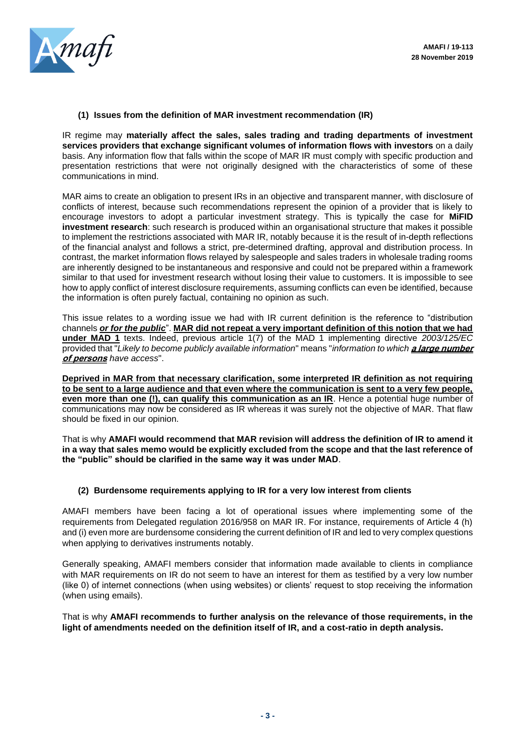### (1) Issues from the definition of MAR investment recommendation (IR)

IR regime may **materially affect the sales, sales trading and trading departments of investment services providers that exchange significant volumes of information flows with investors** on a daily basis. Any information flow that falls within the scope of MAR IR must comply with specific production and presentation restrictions that were not originally designed with the characteristics of some of these communications in mind.

MAR aims to create an obligation to present IRs in an objective and transparent manner, with disclosure of conflicts of interest, because such recommendations represent the opinion of a provider that is likely to encourage investors to adopt a particular investment strategy. This is typically the case for **MiFID investment research**: such research is produced within an organisational structure that makes it possible to implement the restrictions associated with MAR IR, notably because it is the result of in-depth reflections of the financial analyst and follows a strict, pre-determined drafting, approval and distribution process. In contrast, the market information flows relayed by salespeople and sales traders in wholesale trading rooms are inherently designed to be instantaneous and responsive and could not be prepared within a framework similar to that used for investment research without losing their value to customers. It is impossible to see how to apply conflict of interest disclosure requirements, assuming conflicts can even be identified, because the information is often purely factual, containing no opinion as such.

This issue relates to a wording issue we had with IR current definition is the reference to "distribution channels ***or for the public***". **MAR did not repeat a very important definition of this notion that we had under MAD 1** texts. Indeed, previous article 1(7) of the MAD 1 implementing directive *2003/125/EC* provided that "*Likely to become publicly available information*" means "*information to which* ***a large number of persons*** *have access*".

**Deprived in MAR from that necessary clarification, some interpreted IR definition as not requiring to be sent to a large audience and that even where the communication is sent to a very few people, even more than one (!), can qualify this communication as an IR**. Hence a potential huge number of communications may now be considered as IR whereas it was surely not the objective of MAR. That flaw should be fixed in our opinion.

That is why **AMAFI would recommend that MAR revision will address the definition of IR to amend it in a way that sales memo would be explicitly excluded from the scope and that the last reference of the "public" should be clarified in the same way it was under MAD**.

### (2) Burdensome requirements applying to IR for a very low interest from clients

AMAFI members have been facing a lot of operational issues where implementing some of the requirements from Delegated regulation 2016/958 on MAR IR. For instance, requirements of Article 4 (h) and (i) even more are burdensome considering the current definition of IR and led to very complex questions when applying to derivatives instruments notably.

Generally speaking, AMAFI members consider that information made available to clients in compliance with MAR requirements on IR do not seem to have an interest for them as testified by a very low number (like 0) of internet connections (when using websites) or clients' request to stop receiving the information (when using emails).

That is why **AMAFI recommends to further analysis on the relevance of those requirements, in the light of amendments needed on the definition itself of IR, and a cost-ratio in depth analysis.**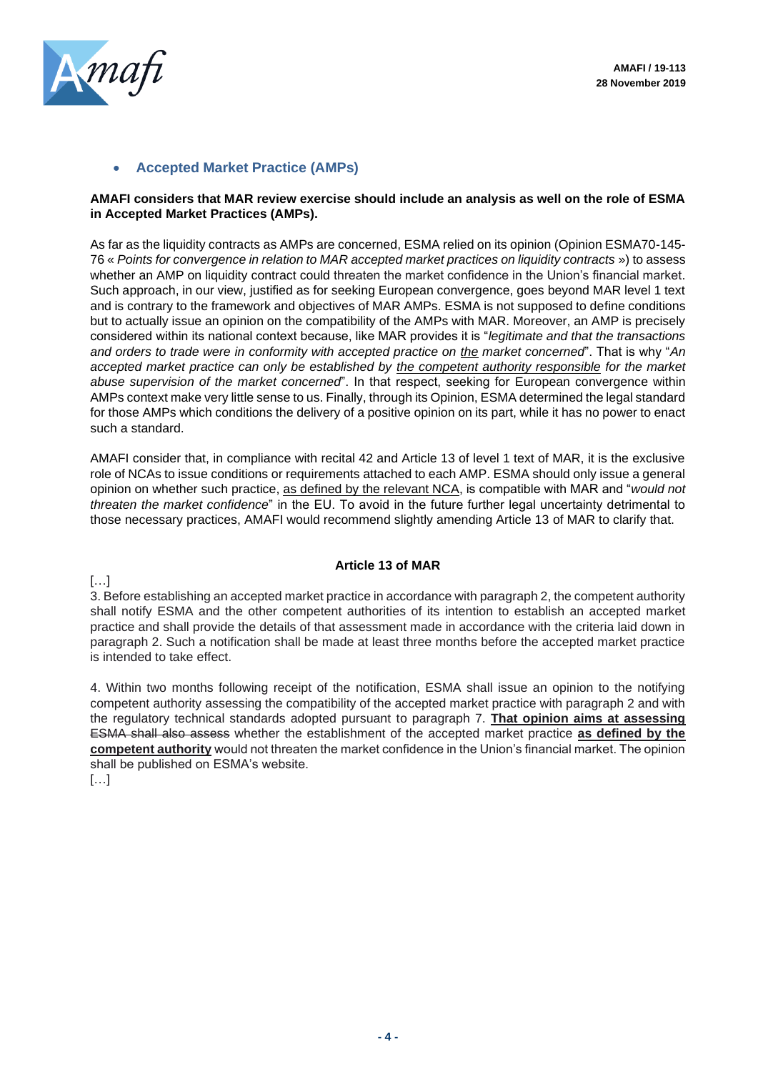- **Accepted Market Practice (AMPs)**

**AMAFI considers that MAR review exercise should include an analysis as well on the role of ESMA in Accepted Market Practices (AMPs).**

As far as the liquidity contracts as AMPs are concerned, ESMA relied on its opinion (Opinion ESMA70-145-76 « *Points for convergence in relation to MAR accepted market practices on liquidity contracts* ») to assess whether an AMP on liquidity contract could threaten the market confidence in the Union's financial market. Such approach, in our view, justified as for seeking European convergence, goes beyond MAR level 1 text and is contrary to the framework and objectives of MAR AMPs. ESMA is not supposed to define conditions but to actually issue an opinion on the compatibility of the AMPs with MAR. Moreover, an AMP is precisely considered within its national context because, like MAR provides it is "*legitimate and that the transactions and orders to trade were in conformity with accepted practice on <u>the</u> market concerned*". That is why "*An accepted market practice can only be established by <u>the competent authority responsible</u> for the market abuse supervision of the market concerned*". In that respect, seeking for European convergence within AMPs context make very little sense to us. Finally, through its Opinion, ESMA determined the legal standard for those AMPs which conditions the delivery of a positive opinion on its part, while it has no power to enact such a standard.

AMAFI consider that, in compliance with recital 42 and Article 13 of level 1 text of MAR, it is the exclusive role of NCAs to issue conditions or requirements attached to each AMP. ESMA should only issue a general opinion on whether such practice, <u>as defined by the relevant NCA</u>, is compatible with MAR and "*would not threaten the market confidence*" in the EU. To avoid in the future further legal uncertainty detrimental to those necessary practices, AMAFI would recommend slightly amending Article 13 of MAR to clarify that.

**Article 13 of MAR**

[…]

3. Before establishing an accepted market practice in accordance with paragraph 2, the competent authority shall notify ESMA and the other competent authorities of its intention to establish an accepted market practice and shall provide the details of that assessment made in accordance with the criteria laid down in paragraph 2. Such a notification shall be made at least three months before the accepted market practice is intended to take effect.

4. Within two months following receipt of the notification, ESMA shall issue an opinion to the notifying competent authority assessing the compatibility of the accepted market practice with paragraph 2 and with the regulatory technical standards adopted pursuant to paragraph 7. **<u>That opinion aims at assessing</u>** ~~ESMA shall also assess~~ whether the establishment of the accepted market practice **<u>as defined by the competent authority</u>** would not threaten the market confidence in the Union's financial market. The opinion shall be published on ESMA's website.

[…]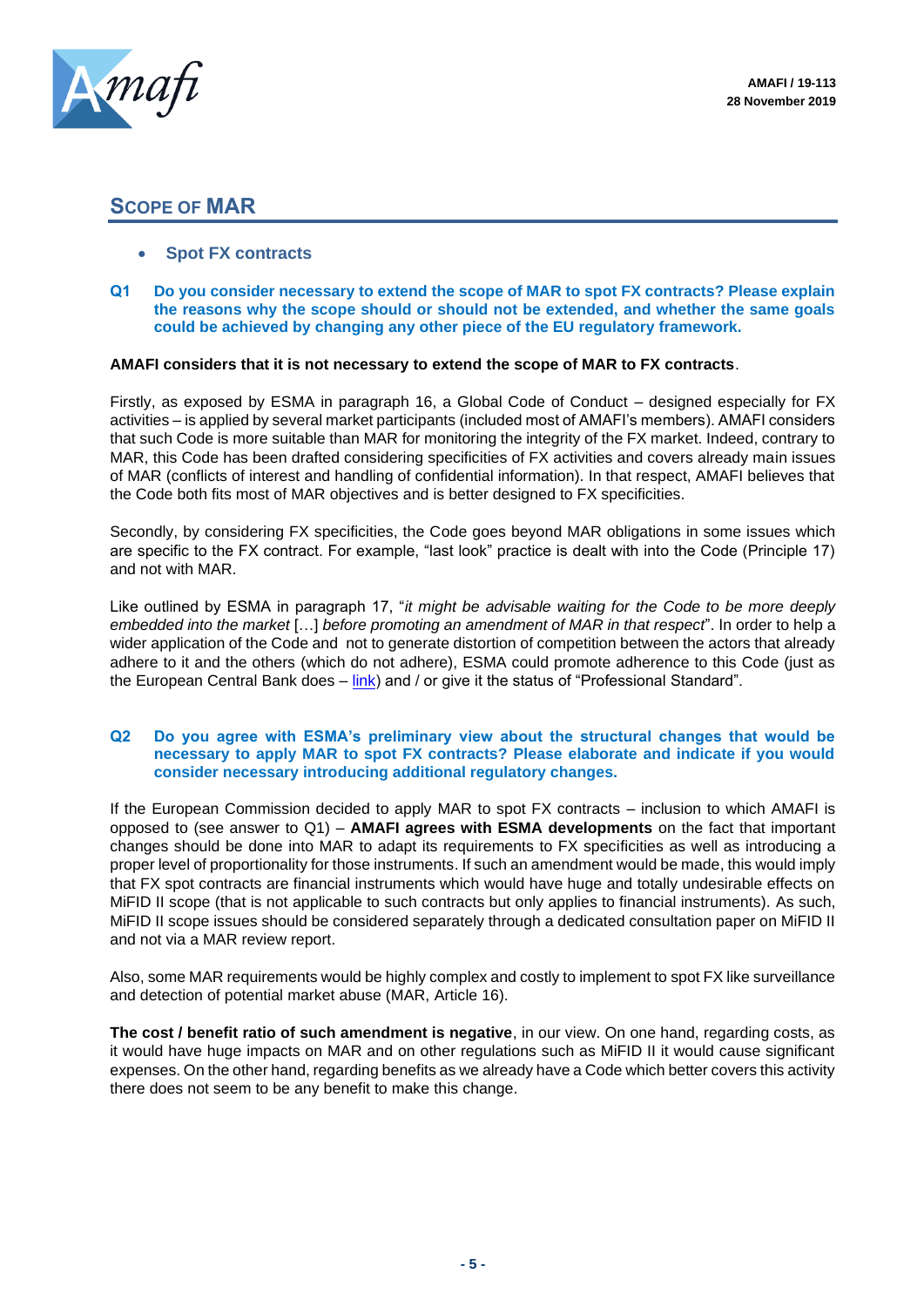## SCOPE OF MAR

- **Spot FX contracts**

**Q1 Do you consider necessary to extend the scope of MAR to spot FX contracts? Please explain the reasons why the scope should or should not be extended, and whether the same goals could be achieved by changing any other piece of the EU regulatory framework.**

**AMAFI considers that it is not necessary to extend the scope of MAR to FX contracts**.

Firstly, as exposed by ESMA in paragraph 16, a Global Code of Conduct – designed especially for FX activities – is applied by several market participants (included most of AMAFI's members). AMAFI considers that such Code is more suitable than MAR for monitoring the integrity of the FX market. Indeed, contrary to MAR, this Code has been drafted considering specificities of FX activities and covers already main issues of MAR (conflicts of interest and handling of confidential information). In that respect, AMAFI believes that the Code both fits most of MAR objectives and is better designed to FX specificities.

Secondly, by considering FX specificities, the Code goes beyond MAR obligations in some issues which are specific to the FX contract. For example, "last look" practice is dealt with into the Code (Principle 17) and not with MAR.

Like outlined by ESMA in paragraph 17, "*it might be advisable waiting for the Code to be more deeply embedded into the market* […] *before promoting an amendment of MAR in that respect*". In order to help a wider application of the Code and not to generate distortion of competition between the actors that already adhere to it and the others (which do not adhere), ESMA could promote adherence to this Code (just as the European Central Bank does – link) and / or give it the status of "Professional Standard".

**Q2 Do you agree with ESMA's preliminary view about the structural changes that would be necessary to apply MAR to spot FX contracts? Please elaborate and indicate if you would consider necessary introducing additional regulatory changes.**

If the European Commission decided to apply MAR to spot FX contracts – inclusion to which AMAFI is opposed to (see answer to Q1) – **AMAFI agrees with ESMA developments** on the fact that important changes should be done into MAR to adapt its requirements to FX specificities as well as introducing a proper level of proportionality for those instruments. If such an amendment would be made, this would imply that FX spot contracts are financial instruments which would have huge and totally undesirable effects on MiFID II scope (that is not applicable to such contracts but only applies to financial instruments). As such, MiFID II scope issues should be considered separately through a dedicated consultation paper on MiFID II and not via a MAR review report.

Also, some MAR requirements would be highly complex and costly to implement to spot FX like surveillance and detection of potential market abuse (MAR, Article 16).

**The cost / benefit ratio of such amendment is negative**, in our view. On one hand, regarding costs, as it would have huge impacts on MAR and on other regulations such as MiFID II it would cause significant expenses. On the other hand, regarding benefits as we already have a Code which better covers this activity there does not seem to be any benefit to make this change.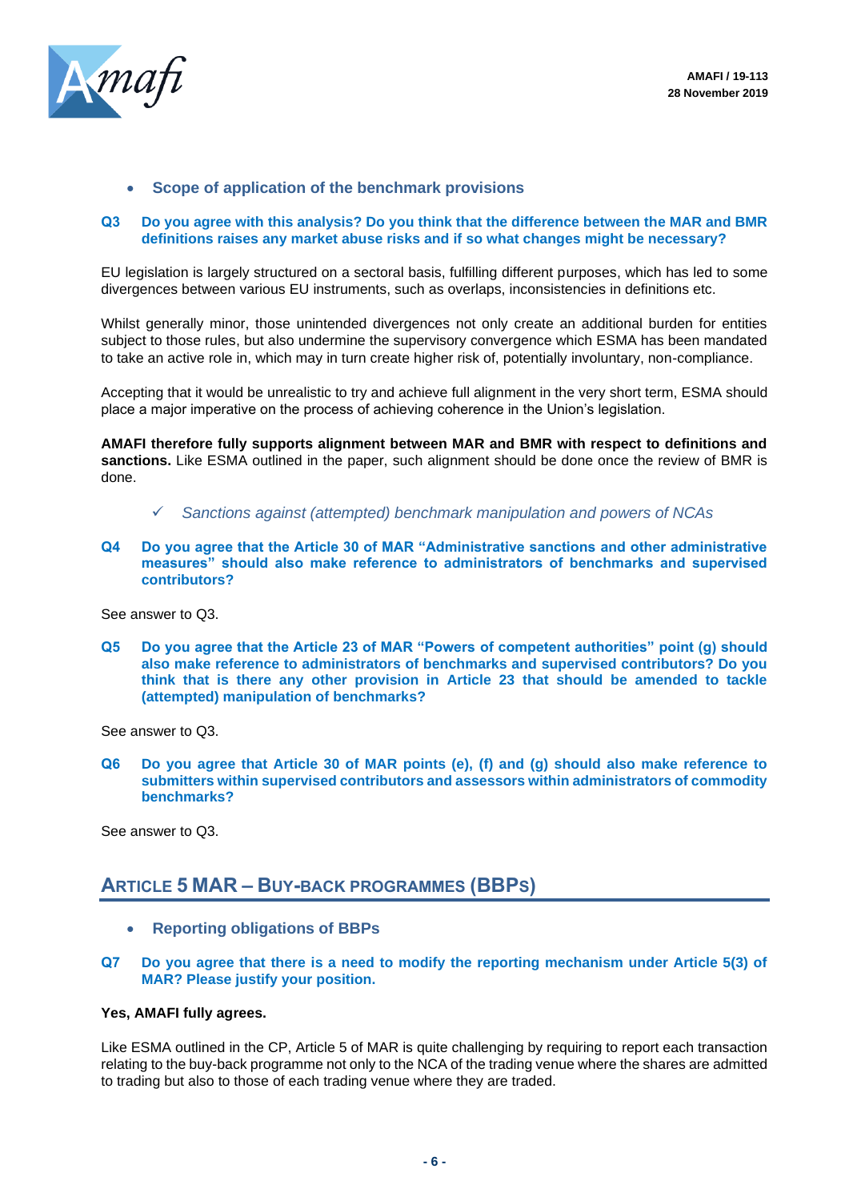- **Scope of application of the benchmark provisions**

**Q3 Do you agree with this analysis? Do you think that the difference between the MAR and BMR definitions raises any market abuse risks and if so what changes might be necessary?**

EU legislation is largely structured on a sectoral basis, fulfilling different purposes, which has led to some divergences between various EU instruments, such as overlaps, inconsistencies in definitions etc.

Whilst generally minor, those unintended divergences not only create an additional burden for entities subject to those rules, but also undermine the supervisory convergence which ESMA has been mandated to take an active role in, which may in turn create higher risk of, potentially involuntary, non-compliance.

Accepting that it would be unrealistic to try and achieve full alignment in the very short term, ESMA should place a major imperative on the process of achieving coherence in the Union's legislation.

**AMAFI therefore fully supports alignment between MAR and BMR with respect to definitions and sanctions.** Like ESMA outlined in the paper, such alignment should be done once the review of BMR is done.

✓ *Sanctions against (attempted) benchmark manipulation and powers of NCAs*

**Q4 Do you agree that the Article 30 of MAR "Administrative sanctions and other administrative measures" should also make reference to administrators of benchmarks and supervised contributors?**

See answer to Q3.

**Q5 Do you agree that the Article 23 of MAR "Powers of competent authorities" point (g) should also make reference to administrators of benchmarks and supervised contributors? Do you think that is there any other provision in Article 23 that should be amended to tackle (attempted) manipulation of benchmarks?**

See answer to Q3.

**Q6 Do you agree that Article 30 of MAR points (e), (f) and (g) should also make reference to submitters within supervised contributors and assessors within administrators of commodity benchmarks?**

See answer to Q3.

## Article 5 MAR – Buy-back programmes (BBPs)

- **Reporting obligations of BBPs**

**Q7 Do you agree that there is a need to modify the reporting mechanism under Article 5(3) of MAR? Please justify your position.**

**Yes, AMAFI fully agrees.**

Like ESMA outlined in the CP, Article 5 of MAR is quite challenging by requiring to report each transaction relating to the buy-back programme not only to the NCA of the trading venue where the shares are admitted to trading but also to those of each trading venue where they are traded.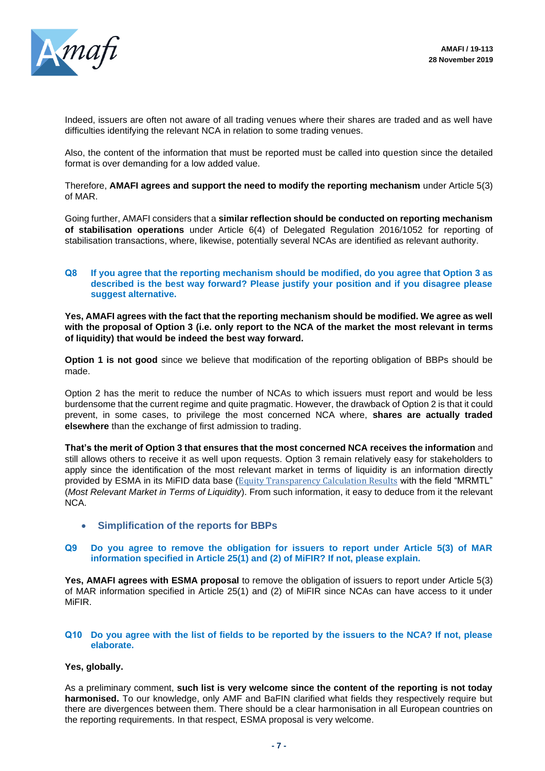Indeed, issuers are often not aware of all trading venues where their shares are traded and as well have difficulties identifying the relevant NCA in relation to some trading venues.

Also, the content of the information that must be reported must be called into question since the detailed format is over demanding for a low added value.

Therefore, **AMAFI agrees and support the need to modify the reporting mechanism** under Article 5(3) of MAR.

Going further, AMAFI considers that a **similar reflection should be conducted on reporting mechanism of stabilisation operations** under Article 6(4) of Delegated Regulation 2016/1052 for reporting of stabilisation transactions, where, likewise, potentially several NCAs are identified as relevant authority.

**Q8 If you agree that the reporting mechanism should be modified, do you agree that Option 3 as described is the best way forward? Please justify your position and if you disagree please suggest alternative.**

**Yes, AMAFI agrees with the fact that the reporting mechanism should be modified. We agree as well with the proposal of Option 3 (i.e. only report to the NCA of the market the most relevant in terms of liquidity) that would be indeed the best way forward.**

**Option 1 is not good** since we believe that modification of the reporting obligation of BBPs should be made.

Option 2 has the merit to reduce the number of NCAs to which issuers must report and would be less burdensome that the current regime and quite pragmatic. However, the drawback of Option 2 is that it could prevent, in some cases, to privilege the most concerned NCA where, **shares are actually traded elsewhere** than the exchange of first admission to trading.

**That's the merit of Option 3 that ensures that the most concerned NCA receives the information** and still allows others to receive it as well upon requests. Option 3 remain relatively easy for stakeholders to apply since the identification of the most relevant market in terms of liquidity is an information directly provided by ESMA in its MiFID data base (Equity Transparency Calculation Results with the field "MRMTL" (*Most Relevant Market in Terms of Liquidity*). From such information, it easy to deduce from it the relevant NCA.

- **Simplification of the reports for BBPs**

**Q9 Do you agree to remove the obligation for issuers to report under Article 5(3) of MAR information specified in Article 25(1) and (2) of MiFIR? If not, please explain.**

**Yes, AMAFI agrees with ESMA proposal** to remove the obligation of issuers to report under Article 5(3) of MAR information specified in Article 25(1) and (2) of MiFIR since NCAs can have access to it under MiFIR.

**Q10 Do you agree with the list of fields to be reported by the issuers to the NCA? If not, please elaborate.**

**Yes, globally.**

As a preliminary comment, **such list is very welcome since the content of the reporting is not today harmonised.** To our knowledge, only AMF and BaFIN clarified what fields they respectively require but there are divergences between them. There should be a clear harmonisation in all European countries on the reporting requirements. In that respect, ESMA proposal is very welcome.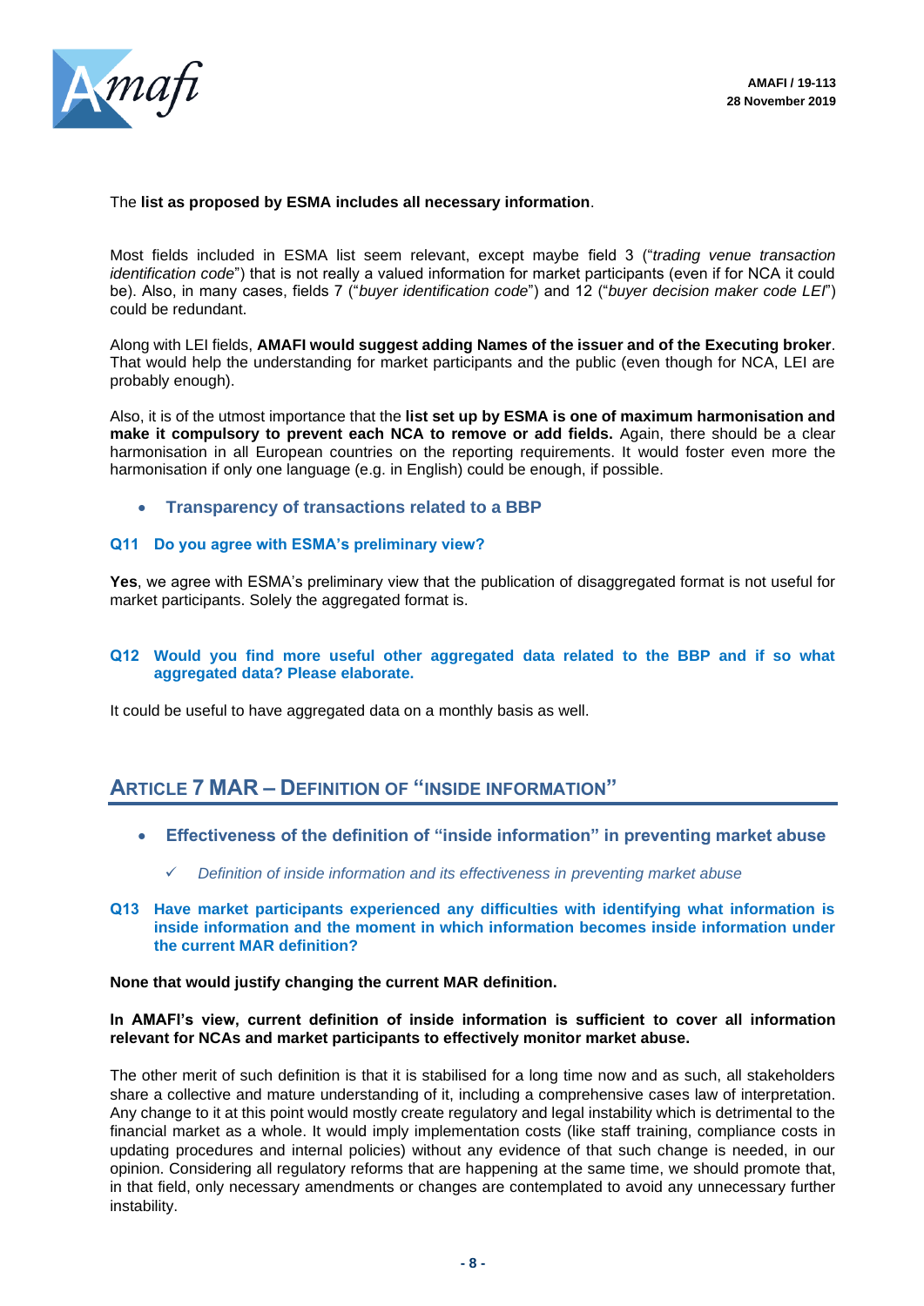The **list as proposed by ESMA includes all necessary information**.

Most fields included in ESMA list seem relevant, except maybe field 3 ("*trading venue transaction identification code*") that is not really a valued information for market participants (even if for NCA it could be). Also, in many cases, fields 7 ("*buyer identification code*") and 12 ("*buyer decision maker code LEI*") could be redundant.

Along with LEI fields, **AMAFI would suggest adding Names of the issuer and of the Executing broker**. That would help the understanding for market participants and the public (even though for NCA, LEI are probably enough).

Also, it is of the utmost importance that the **list set up by ESMA is one of maximum harmonisation and make it compulsory to prevent each NCA to remove or add fields.** Again, there should be a clear harmonisation in all European countries on the reporting requirements. It would foster even more the harmonisation if only one language (e.g. in English) could be enough, if possible.

- **Transparency of transactions related to a BBP**

**Q11 Do you agree with ESMA's preliminary view?**

**Yes**, we agree with ESMA's preliminary view that the publication of disaggregated format is not useful for market participants. Solely the aggregated format is.

**Q12 Would you find more useful other aggregated data related to the BBP and if so what aggregated data? Please elaborate.**

It could be useful to have aggregated data on a monthly basis as well.

## ARTICLE 7 MAR – DEFINITION OF "INSIDE INFORMATION"

- **Effectiveness of the definition of "inside information" in preventing market abuse**
  - ✓ *Definition of inside information and its effectiveness in preventing market abuse*

**Q13 Have market participants experienced any difficulties with identifying what information is inside information and the moment in which information becomes inside information under the current MAR definition?**

**None that would justify changing the current MAR definition.**

**In AMAFI's view, current definition of inside information is sufficient to cover all information relevant for NCAs and market participants to effectively monitor market abuse.**

The other merit of such definition is that it is stabilised for a long time now and as such, all stakeholders share a collective and mature understanding of it, including a comprehensive cases law of interpretation. Any change to it at this point would mostly create regulatory and legal instability which is detrimental to the financial market as a whole. It would imply implementation costs (like staff training, compliance costs in updating procedures and internal policies) without any evidence of that such change is needed, in our opinion. Considering all regulatory reforms that are happening at the same time, we should promote that, in that field, only necessary amendments or changes are contemplated to avoid any unnecessary further instability.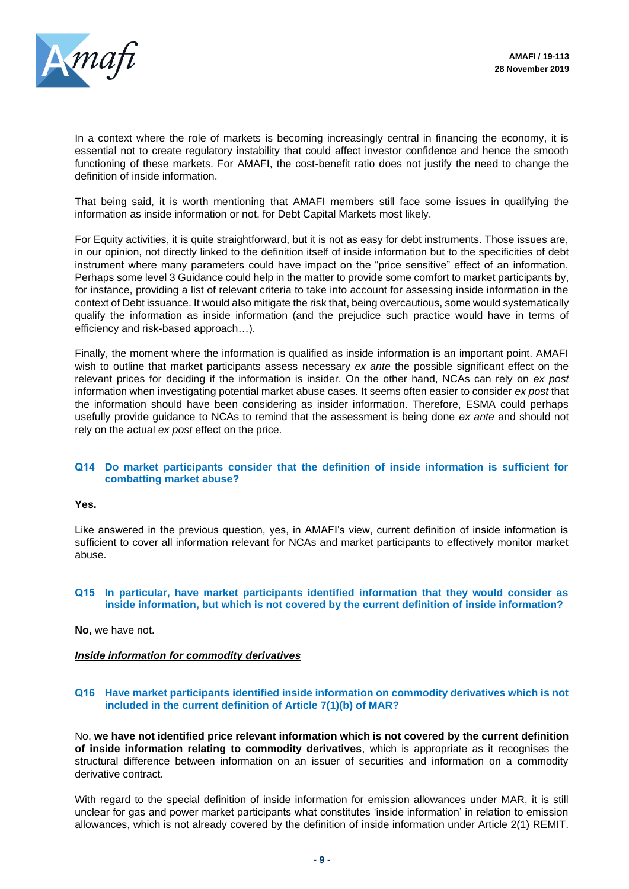In a context where the role of markets is becoming increasingly central in financing the economy, it is essential not to create regulatory instability that could affect investor confidence and hence the smooth functioning of these markets. For AMAFI, the cost-benefit ratio does not justify the need to change the definition of inside information.

That being said, it is worth mentioning that AMAFI members still face some issues in qualifying the information as inside information or not, for Debt Capital Markets most likely.

For Equity activities, it is quite straightforward, but it is not as easy for debt instruments. Those issues are, in our opinion, not directly linked to the definition itself of inside information but to the specificities of debt instrument where many parameters could have impact on the "price sensitive" effect of an information. Perhaps some level 3 Guidance could help in the matter to provide some comfort to market participants by, for instance, providing a list of relevant criteria to take into account for assessing inside information in the context of Debt issuance. It would also mitigate the risk that, being overcautious, some would systematically qualify the information as inside information (and the prejudice such practice would have in terms of efficiency and risk-based approach…).

Finally, the moment where the information is qualified as inside information is an important point. AMAFI wish to outline that market participants assess necessary *ex ante* the possible significant effect on the relevant prices for deciding if the information is insider. On the other hand, NCAs can rely on *ex post* information when investigating potential market abuse cases. It seems often easier to consider *ex post* that the information should have been considering as insider information. Therefore, ESMA could perhaps usefully provide guidance to NCAs to remind that the assessment is being done *ex ante* and should not rely on the actual *ex post* effect on the price.

### Q14 Do market participants consider that the definition of inside information is sufficient for combatting market abuse?

**Yes.**

Like answered in the previous question, yes, in AMAFI's view, current definition of inside information is sufficient to cover all information relevant for NCAs and market participants to effectively monitor market abuse.

### Q15 In particular, have market participants identified information that they would consider as inside information, but which is not covered by the current definition of inside information?

**No,** we have not.

***Inside information for commodity derivatives***

### Q16 Have market participants identified inside information on commodity derivatives which is not included in the current definition of Article 7(1)(b) of MAR?

No, **we have not identified price relevant information which is not covered by the current definition of inside information relating to commodity derivatives**, which is appropriate as it recognises the structural difference between information on an issuer of securities and information on a commodity derivative contract.

With regard to the special definition of inside information for emission allowances under MAR, it is still unclear for gas and power market participants what constitutes 'inside information' in relation to emission allowances, which is not already covered by the definition of inside information under Article 2(1) REMIT.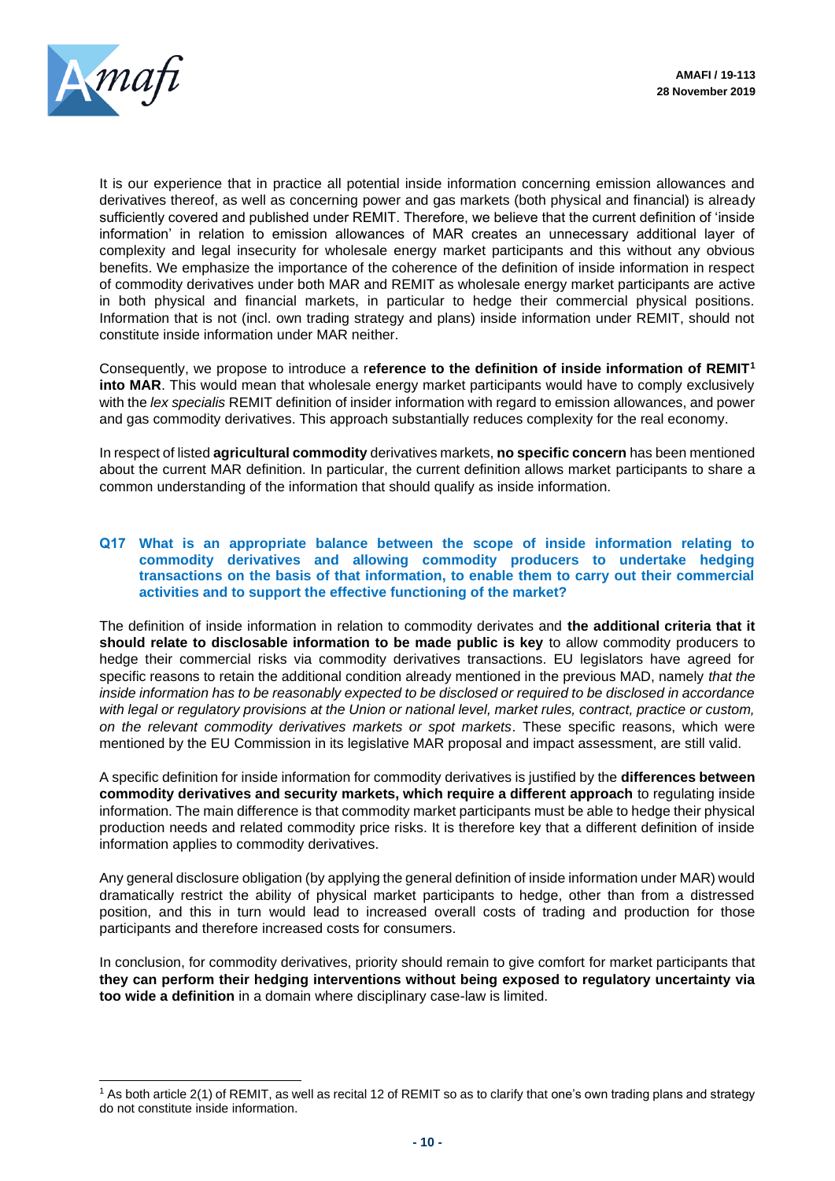It is our experience that in practice all potential inside information concerning emission allowances and derivatives thereof, as well as concerning power and gas markets (both physical and financial) is already sufficiently covered and published under REMIT. Therefore, we believe that the current definition of 'inside information' in relation to emission allowances of MAR creates an unnecessary additional layer of complexity and legal insecurity for wholesale energy market participants and this without any obvious benefits. We emphasize the importance of the coherence of the definition of inside information in respect of commodity derivatives under both MAR and REMIT as wholesale energy market participants are active in both physical and financial markets, in particular to hedge their commercial physical positions. Information that is not (incl. own trading strategy and plans) inside information under REMIT, should not constitute inside information under MAR neither.

Consequently, we propose to introduce a r**eference to the definition of inside information of REMIT**[1] **into MAR**. This would mean that wholesale energy market participants would have to comply exclusively with the *lex specialis* REMIT definition of insider information with regard to emission allowances, and power and gas commodity derivatives. This approach substantially reduces complexity for the real economy.

In respect of listed **agricultural commodity** derivatives markets, **no specific concern** has been mentioned about the current MAR definition. In particular, the current definition allows market participants to share a common understanding of the information that should qualify as inside information.

### Q17 What is an appropriate balance between the scope of inside information relating to commodity derivatives and allowing commodity producers to undertake hedging transactions on the basis of that information, to enable them to carry out their commercial activities and to support the effective functioning of the market?

The definition of inside information in relation to commodity derivates and **the additional criteria that it should relate to disclosable information to be made public is key** to allow commodity producers to hedge their commercial risks via commodity derivatives transactions. EU legislators have agreed for specific reasons to retain the additional condition already mentioned in the previous MAD, namely *that the inside information has to be reasonably expected to be disclosed or required to be disclosed in accordance with legal or regulatory provisions at the Union or national level, market rules, contract, practice or custom, on the relevant commodity derivatives markets or spot markets*. These specific reasons, which were mentioned by the EU Commission in its legislative MAR proposal and impact assessment, are still valid.

A specific definition for inside information for commodity derivatives is justified by the **differences between commodity derivatives and security markets, which require a different approach** to regulating inside information. The main difference is that commodity market participants must be able to hedge their physical production needs and related commodity price risks. It is therefore key that a different definition of inside information applies to commodity derivatives.

Any general disclosure obligation (by applying the general definition of inside information under MAR) would dramatically restrict the ability of physical market participants to hedge, other than from a distressed position, and this in turn would lead to increased overall costs of trading and production for those participants and therefore increased costs for consumers.

In conclusion, for commodity derivatives, priority should remain to give comfort for market participants that **they can perform their hedging interventions without being exposed to regulatory uncertainty via too wide a definition** in a domain where disciplinary case-law is limited.

[1] As both article 2(1) of REMIT, as well as recital 12 of REMIT so as to clarify that one's own trading plans and strategy do not constitute inside information.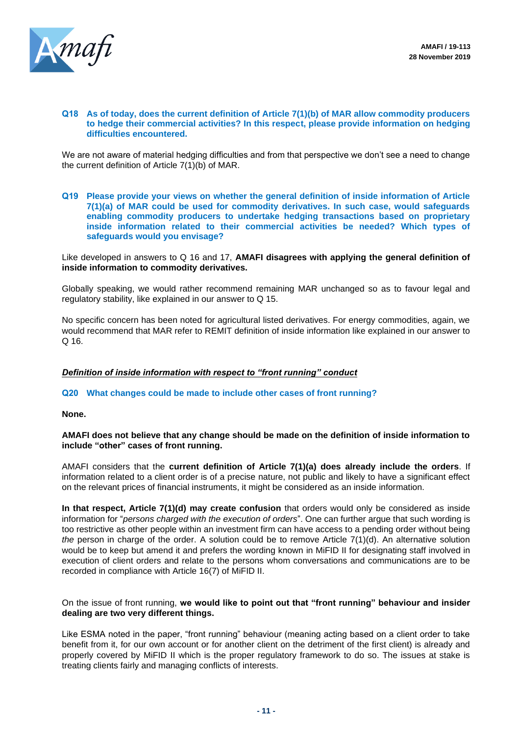**Q18 As of today, does the current definition of Article 7(1)(b) of MAR allow commodity producers to hedge their commercial activities? In this respect, please provide information on hedging difficulties encountered.**

We are not aware of material hedging difficulties and from that perspective we don't see a need to change the current definition of Article 7(1)(b) of MAR.

**Q19 Please provide your views on whether the general definition of inside information of Article 7(1)(a) of MAR could be used for commodity derivatives. In such case, would safeguards enabling commodity producers to undertake hedging transactions based on proprietary inside information related to their commercial activities be needed? Which types of safeguards would you envisage?**

Like developed in answers to Q 16 and 17, **AMAFI disagrees with applying the general definition of inside information to commodity derivatives.**

Globally speaking, we would rather recommend remaining MAR unchanged so as to favour legal and regulatory stability, like explained in our answer to Q 15.

No specific concern has been noted for agricultural listed derivatives. For energy commodities, again, we would recommend that MAR refer to REMIT definition of inside information like explained in our answer to Q 16.

***Definition of inside information with respect to "front running" conduct***

**Q20 What changes could be made to include other cases of front running?**

**None.**

**AMAFI does not believe that any change should be made on the definition of inside information to include "other" cases of front running.**

AMAFI considers that the **current definition of Article 7(1)(a) does already include the orders**. If information related to a client order is of a precise nature, not public and likely to have a significant effect on the relevant prices of financial instruments, it might be considered as an inside information.

**In that respect, Article 7(1)(d) may create confusion** that orders would only be considered as inside information for "*persons charged with the execution of orders*". One can further argue that such wording is too restrictive as other people within an investment firm can have access to a pending order without being *the* person in charge of the order. A solution could be to remove Article 7(1)(d). An alternative solution would be to keep but amend it and prefers the wording known in MiFID II for designating staff involved in execution of client orders and relate to the persons whom conversations and communications are to be recorded in compliance with Article 16(7) of MiFID II.

On the issue of front running, **we would like to point out that "front running" behaviour and insider dealing are two very different things.**

Like ESMA noted in the paper, "front running" behaviour (meaning acting based on a client order to take benefit from it, for our own account or for another client on the detriment of the first client) is already and properly covered by MiFID II which is the proper regulatory framework to do so. The issues at stake is treating clients fairly and managing conflicts of interests.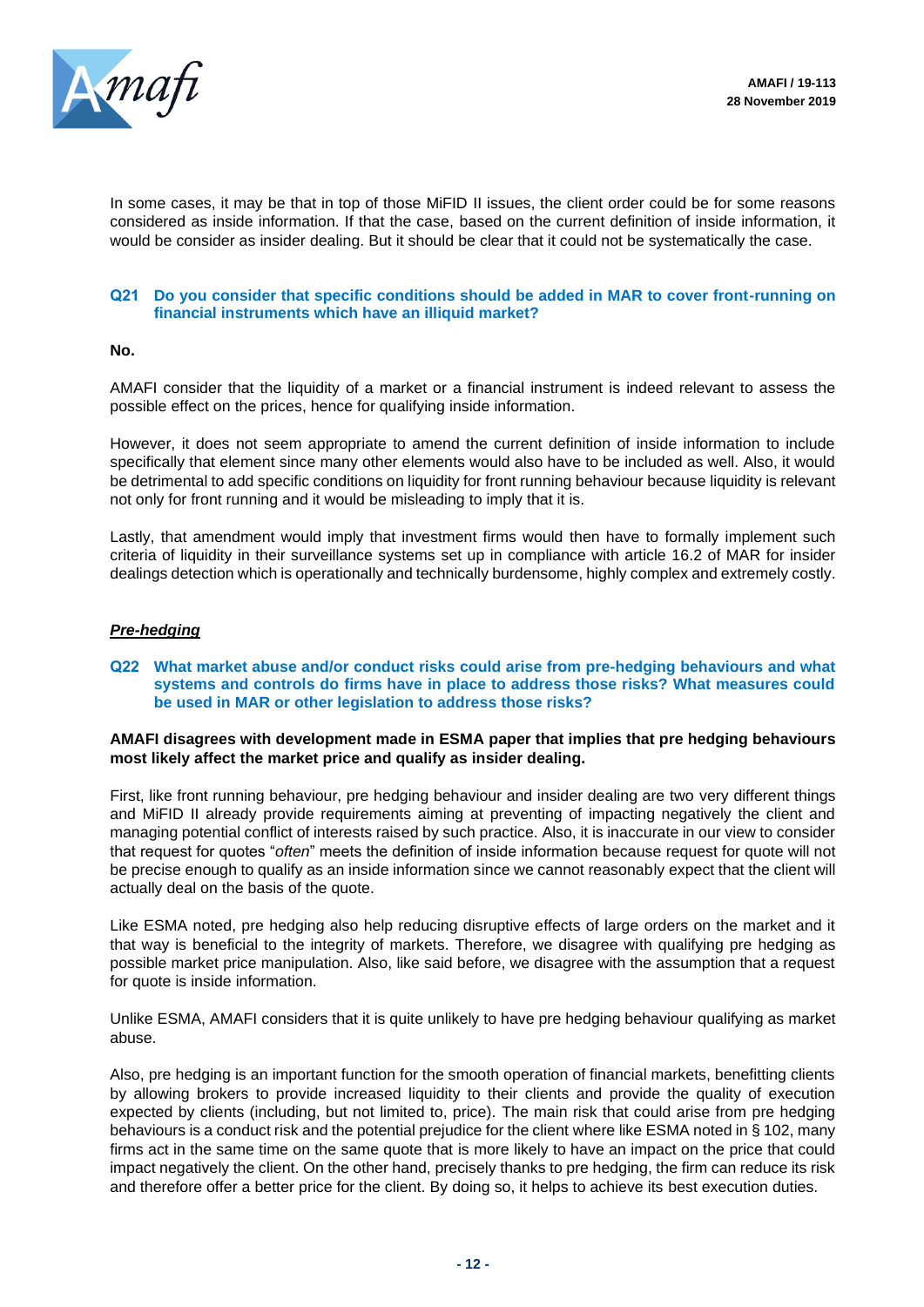In some cases, it may be that in top of those MiFID II issues, the client order could be for some reasons considered as inside information. If that the case, based on the current definition of inside information, it would be consider as insider dealing. But it should be clear that it could not be systematically the case.

### Q21 Do you consider that specific conditions should be added in MAR to cover front-running on financial instruments which have an illiquid market?

**No.**

AMAFI consider that the liquidity of a market or a financial instrument is indeed relevant to assess the possible effect on the prices, hence for qualifying inside information.

However, it does not seem appropriate to amend the current definition of inside information to include specifically that element since many other elements would also have to be included as well. Also, it would be detrimental to add specific conditions on liquidity for front running behaviour because liquidity is relevant not only for front running and it would be misleading to imply that it is.

Lastly, that amendment would imply that investment firms would then have to formally implement such criteria of liquidity in their surveillance systems set up in compliance with article 16.2 of MAR for insider dealings detection which is operationally and technically burdensome, highly complex and extremely costly.

## *Pre-hedging*

### Q22 What market abuse and/or conduct risks could arise from pre-hedging behaviours and what systems and controls do firms have in place to address those risks? What measures could be used in MAR or other legislation to address those risks?

**AMAFI disagrees with development made in ESMA paper that implies that pre hedging behaviours most likely affect the market price and qualify as insider dealing.**

First, like front running behaviour, pre hedging behaviour and insider dealing are two very different things and MiFID II already provide requirements aiming at preventing of impacting negatively the client and managing potential conflict of interests raised by such practice. Also, it is inaccurate in our view to consider that request for quotes "*often*" meets the definition of inside information because request for quote will not be precise enough to qualify as an inside information since we cannot reasonably expect that the client will actually deal on the basis of the quote.

Like ESMA noted, pre hedging also help reducing disruptive effects of large orders on the market and it that way is beneficial to the integrity of markets. Therefore, we disagree with qualifying pre hedging as possible market price manipulation. Also, like said before, we disagree with the assumption that a request for quote is inside information.

Unlike ESMA, AMAFI considers that it is quite unlikely to have pre hedging behaviour qualifying as market abuse.

Also, pre hedging is an important function for the smooth operation of financial markets, benefitting clients by allowing brokers to provide increased liquidity to their clients and provide the quality of execution expected by clients (including, but not limited to, price). The main risk that could arise from pre hedging behaviours is a conduct risk and the potential prejudice for the client where like ESMA noted in § 102, many firms act in the same time on the same quote that is more likely to have an impact on the price that could impact negatively the client. On the other hand, precisely thanks to pre hedging, the firm can reduce its risk and therefore offer a better price for the client. By doing so, it helps to achieve its best execution duties.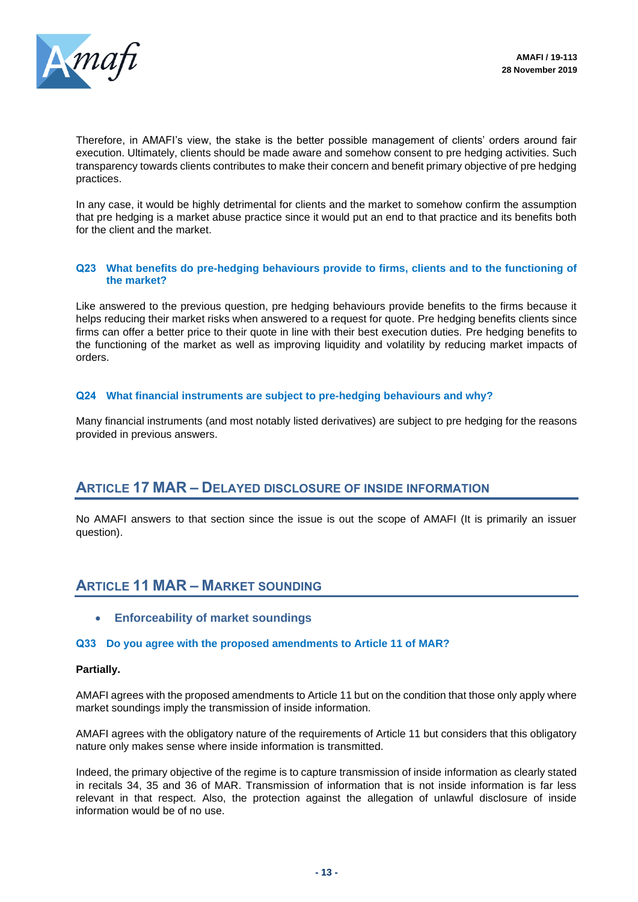Therefore, in AMAFI's view, the stake is the better possible management of clients' orders around fair execution. Ultimately, clients should be made aware and somehow consent to pre hedging activities. Such transparency towards clients contributes to make their concern and benefit primary objective of pre hedging practices.

In any case, it would be highly detrimental for clients and the market to somehow confirm the assumption that pre hedging is a market abuse practice since it would put an end to that practice and its benefits both for the client and the market.

### Q23 What benefits do pre-hedging behaviours provide to firms, clients and to the functioning of the market?

Like answered to the previous question, pre hedging behaviours provide benefits to the firms because it helps reducing their market risks when answered to a request for quote. Pre hedging benefits clients since firms can offer a better price to their quote in line with their best execution duties. Pre hedging benefits to the functioning of the market as well as improving liquidity and volatility by reducing market impacts of orders.

### Q24 What financial instruments are subject to pre-hedging behaviours and why?

Many financial instruments (and most notably listed derivatives) are subject to pre hedging for the reasons provided in previous answers.

## ARTICLE 17 MAR – DELAYED DISCLOSURE OF INSIDE INFORMATION

No AMAFI answers to that section since the issue is out the scope of AMAFI (It is primarily an issuer question).

## ARTICLE 11 MAR – MARKET SOUNDING

- **Enforceability of market soundings**

### Q33 Do you agree with the proposed amendments to Article 11 of MAR?

**Partially.**

AMAFI agrees with the proposed amendments to Article 11 but on the condition that those only apply where market soundings imply the transmission of inside information.

AMAFI agrees with the obligatory nature of the requirements of Article 11 but considers that this obligatory nature only makes sense where inside information is transmitted.

Indeed, the primary objective of the regime is to capture transmission of inside information as clearly stated in recitals 34, 35 and 36 of MAR. Transmission of information that is not inside information is far less relevant in that respect. Also, the protection against the allegation of unlawful disclosure of inside information would be of no use.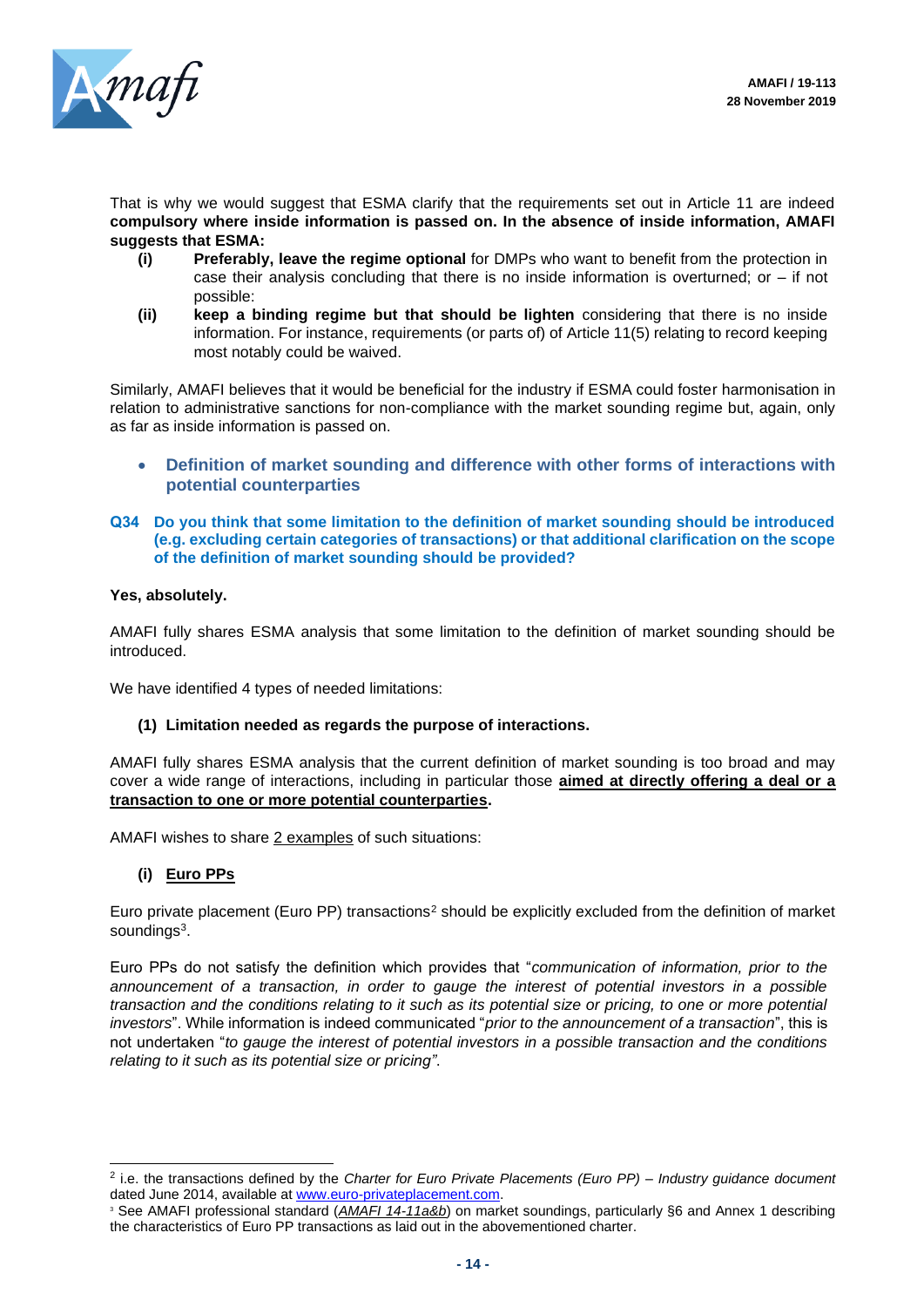That is why we would suggest that ESMA clarify that the requirements set out in Article 11 are indeed **compulsory where inside information is passed on. In the absence of inside information, AMAFI suggests that ESMA:**

- **(i)** **Preferably, leave the regime optional** for DMPs who want to benefit from the protection in case their analysis concluding that there is no inside information is overturned; or – if not possible:
- **(ii)** **keep a binding regime but that should be lighten** considering that there is no inside information. For instance, requirements (or parts of) of Article 11(5) relating to record keeping most notably could be waived.

Similarly, AMAFI believes that it would be beneficial for the industry if ESMA could foster harmonisation in relation to administrative sanctions for non-compliance with the market sounding regime but, again, only as far as inside information is passed on.

- **Definition of market sounding and difference with other forms of interactions with potential counterparties**

**Q34 Do you think that some limitation to the definition of market sounding should be introduced (e.g. excluding certain categories of transactions) or that additional clarification on the scope of the definition of market sounding should be provided?**

**Yes, absolutely.**

AMAFI fully shares ESMA analysis that some limitation to the definition of market sounding should be introduced.

We have identified 4 types of needed limitations:

**(1) Limitation needed as regards the purpose of interactions.**

AMAFI fully shares ESMA analysis that the current definition of market sounding is too broad and may cover a wide range of interactions, including in particular those **aimed at directly offering a deal or a transaction to one or more potential counterparties**.

AMAFI wishes to share 2 examples of such situations:

**(i) Euro PPs**

Euro private placement (Euro PP) transactions[2] should be explicitly excluded from the definition of market soundings[3].

Euro PPs do not satisfy the definition which provides that "*communication of information, prior to the announcement of a transaction, in order to gauge the interest of potential investors in a possible transaction and the conditions relating to it such as its potential size or pricing, to one or more potential investors*". While information is indeed communicated "*prior to the announcement of a transaction*", this is not undertaken "*to gauge the interest of potential investors in a possible transaction and the conditions relating to it such as its potential size or pricing".*

---

[2] i.e. the transactions defined by the *Charter for Euro Private Placements (Euro PP) – Industry guidance document* dated June 2014, available at www.euro-privateplacement.com.

[3] See AMAFI professional standard (*AMAFI 14-11a&b*) on market soundings, particularly §6 and Annex 1 describing the characteristics of Euro PP transactions as laid out in the abovementioned charter.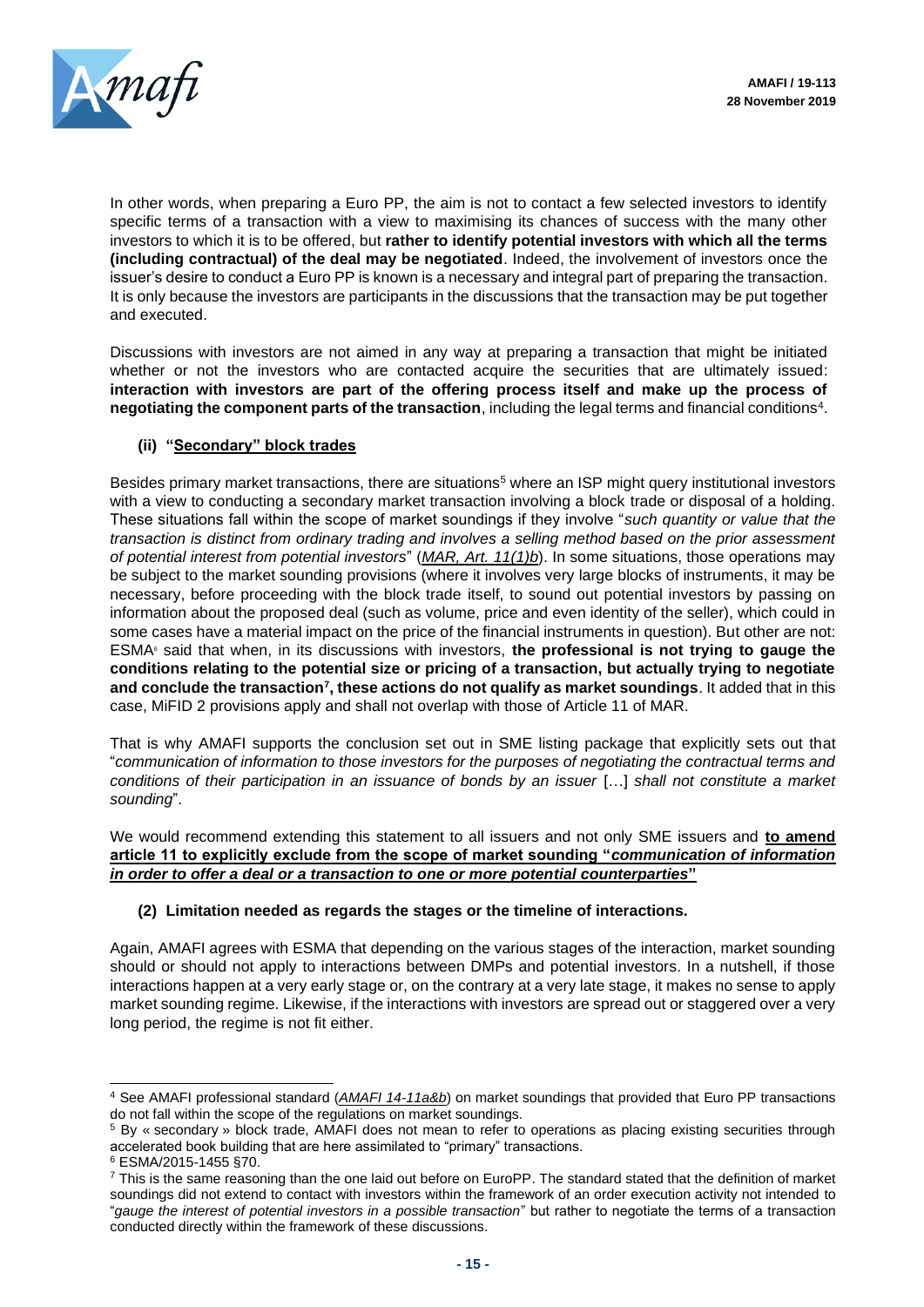In other words, when preparing a Euro PP, the aim is not to contact a few selected investors to identify specific terms of a transaction with a view to maximising its chances of success with the many other investors to which it is to be offered, but **rather to identify potential investors with which all the terms (including contractual) of the deal may be negotiated**. Indeed, the involvement of investors once the issuer's desire to conduct a Euro PP is known is a necessary and integral part of preparing the transaction. It is only because the investors are participants in the discussions that the transaction may be put together and executed.

Discussions with investors are not aimed in any way at preparing a transaction that might be initiated whether or not the investors who are contacted acquire the securities that are ultimately issued: **interaction with investors are part of the offering process itself and make up the process of negotiating the component parts of the transaction**, including the legal terms and financial conditions[4].

**(ii) "Secondary" block trades**

Besides primary market transactions, there are situations[5] where an ISP might query institutional investors with a view to conducting a secondary market transaction involving a block trade or disposal of a holding. These situations fall within the scope of market soundings if they involve "*such quantity or value that the transaction is distinct from ordinary trading and involves a selling method based on the prior assessment of potential interest from potential investors*" (*MAR, Art. 11(1)b*). In some situations, those operations may be subject to the market sounding provisions (where it involves very large blocks of instruments, it may be necessary, before proceeding with the block trade itself, to sound out potential investors by passing on information about the proposed deal (such as volume, price and even identity of the seller), which could in some cases have a material impact on the price of the financial instruments in question). But other are not: ESMA[6] said that when, in its discussions with investors, **the professional is not trying to gauge the conditions relating to the potential size or pricing of a transaction, but actually trying to negotiate and conclude the transaction[7], these actions do not qualify as market soundings**. It added that in this case, MiFID 2 provisions apply and shall not overlap with those of Article 11 of MAR.

That is why AMAFI supports the conclusion set out in SME listing package that explicitly sets out that "*communication of information to those investors for the purposes of negotiating the contractual terms and conditions of their participation in an issuance of bonds by an issuer* […] *shall not constitute a market sounding*".

We would recommend extending this statement to all issuers and not only SME issuers and **to amend article 11 to explicitly exclude from the scope of market sounding "*communication of information in order to offer a deal or a transaction to one or more potential counterparties*"**

**(2) Limitation needed as regards the stages or the timeline of interactions.**

Again, AMAFI agrees with ESMA that depending on the various stages of the interaction, market sounding should or should not apply to interactions between DMPs and potential investors. In a nutshell, if those interactions happen at a very early stage or, on the contrary at a very late stage, it makes no sense to apply market sounding regime. Likewise, if the interactions with investors are spread out or staggered over a very long period, the regime is not fit either.

---

[4] See AMAFI professional standard (*AMAFI 14-11a&b*) on market soundings that provided that Euro PP transactions do not fall within the scope of the regulations on market soundings.

[5] By « secondary » block trade, AMAFI does not mean to refer to operations as placing existing securities through accelerated book building that are here assimilated to "primary" transactions.

[6] ESMA/2015-1455 §70.

[7] This is the same reasoning than the one laid out before on EuroPP. The standard stated that the definition of market soundings did not extend to contact with investors within the framework of an order execution activity not intended to "*gauge the interest of potential investors in a possible transaction*" but rather to negotiate the terms of a transaction conducted directly within the framework of these discussions.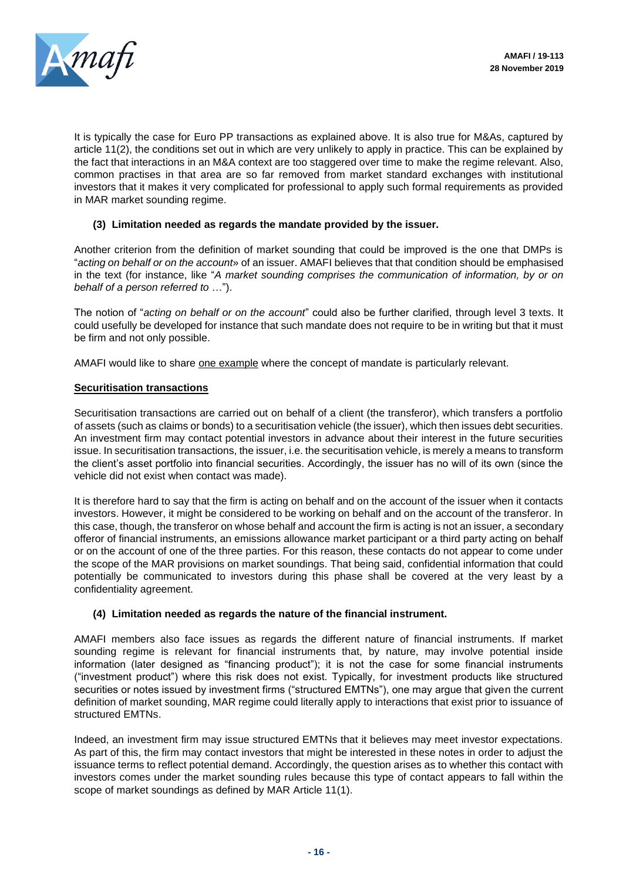It is typically the case for Euro PP transactions as explained above. It is also true for M&As, captured by article 11(2), the conditions set out in which are very unlikely to apply in practice. This can be explained by the fact that interactions in an M&A context are too staggered over time to make the regime relevant. Also, common practises in that area are so far removed from market standard exchanges with institutional investors that it makes it very complicated for professional to apply such formal requirements as provided in MAR market sounding regime.

**(3) Limitation needed as regards the mandate provided by the issuer.**

Another criterion from the definition of market sounding that could be improved is the one that DMPs is "*acting on behalf or on the account»* of an issuer. AMAFI believes that that condition should be emphasised in the text (for instance, like "*A market sounding comprises the communication of information, by or on behalf of a person referred to* …").

The notion of "*acting on behalf or on the account*" could also be further clarified, through level 3 texts. It could usefully be developed for instance that such mandate does not require to be in writing but that it must be firm and not only possible.

AMAFI would like to share <u>one example</u> where the concept of mandate is particularly relevant.

**<u>Securitisation transactions</u>**

Securitisation transactions are carried out on behalf of a client (the transferor), which transfers a portfolio of assets (such as claims or bonds) to a securitisation vehicle (the issuer), which then issues debt securities. An investment firm may contact potential investors in advance about their interest in the future securities issue. In securitisation transactions, the issuer, i.e. the securitisation vehicle, is merely a means to transform the client's asset portfolio into financial securities. Accordingly, the issuer has no will of its own (since the vehicle did not exist when contact was made).

It is therefore hard to say that the firm is acting on behalf and on the account of the issuer when it contacts investors. However, it might be considered to be working on behalf and on the account of the transferor. In this case, though, the transferor on whose behalf and account the firm is acting is not an issuer, a secondary offeror of financial instruments, an emissions allowance market participant or a third party acting on behalf or on the account of one of the three parties. For this reason, these contacts do not appear to come under the scope of the MAR provisions on market soundings. That being said, confidential information that could potentially be communicated to investors during this phase shall be covered at the very least by a confidentiality agreement.

**(4) Limitation needed as regards the nature of the financial instrument.**

AMAFI members also face issues as regards the different nature of financial instruments. If market sounding regime is relevant for financial instruments that, by nature, may involve potential inside information (later designed as "financing product"); it is not the case for some financial instruments ("investment product") where this risk does not exist. Typically, for investment products like structured securities or notes issued by investment firms ("structured EMTNs"), one may argue that given the current definition of market sounding, MAR regime could literally apply to interactions that exist prior to issuance of structured EMTNs.

Indeed, an investment firm may issue structured EMTNs that it believes may meet investor expectations. As part of this, the firm may contact investors that might be interested in these notes in order to adjust the issuance terms to reflect potential demand. Accordingly, the question arises as to whether this contact with investors comes under the market sounding rules because this type of contact appears to fall within the scope of market soundings as defined by MAR Article 11(1).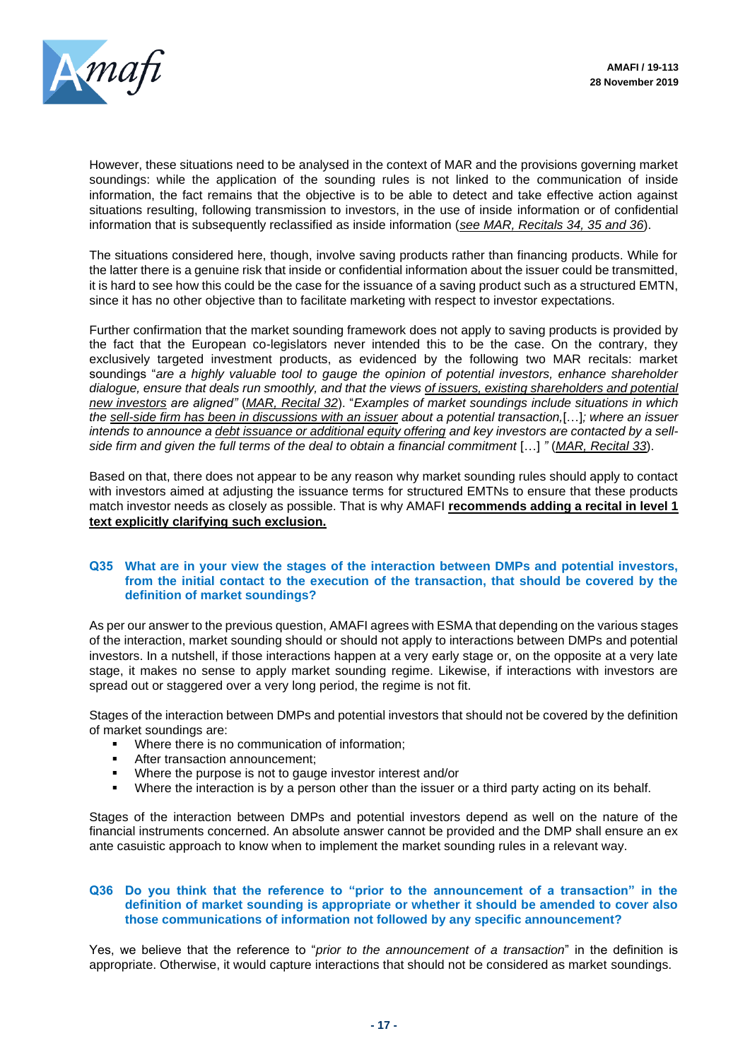However, these situations need to be analysed in the context of MAR and the provisions governing market soundings: while the application of the sounding rules is not linked to the communication of inside information, the fact remains that the objective is to be able to detect and take effective action against situations resulting, following transmission to investors, in the use of inside information or of confidential information that is subsequently reclassified as inside information (*see MAR, Recitals 34, 35 and 36*).

The situations considered here, though, involve saving products rather than financing products. While for the latter there is a genuine risk that inside or confidential information about the issuer could be transmitted, it is hard to see how this could be the case for the issuance of a saving product such as a structured EMTN, since it has no other objective than to facilitate marketing with respect to investor expectations.

Further confirmation that the market sounding framework does not apply to saving products is provided by the fact that the European co-legislators never intended this to be the case. On the contrary, they exclusively targeted investment products, as evidenced by the following two MAR recitals: market soundings "*are a highly valuable tool to gauge the opinion of potential investors, enhance shareholder dialogue, ensure that deals run smoothly, and that the views <u>of issuers, existing shareholders and potential new investors</u> are aligned"* (*MAR, Recital 32*). "*Examples of market soundings include situations in which the <u>sell-side firm has been in discussions with an issuer</u> about a potential transaction,*[…]*; where an issuer intends to announce a <u>debt issuance or additional equity offering</u> and key investors are contacted by a sell-side firm and given the full terms of the deal to obtain a financial commitment* […] *"* (*MAR, Recital 33*).

Based on that, there does not appear to be any reason why market sounding rules should apply to contact with investors aimed at adjusting the issuance terms for structured EMTNs to ensure that these products match investor needs as closely as possible. That is why AMAFI **<u>recommends adding a recital in level 1 text explicitly clarifying such exclusion.</u>**

### Q35 What are in your view the stages of the interaction between DMPs and potential investors, from the initial contact to the execution of the transaction, that should be covered by the definition of market soundings?

As per our answer to the previous question, AMAFI agrees with ESMA that depending on the various stages of the interaction, market sounding should or should not apply to interactions between DMPs and potential investors. In a nutshell, if those interactions happen at a very early stage or, on the opposite at a very late stage, it makes no sense to apply market sounding regime. Likewise, if interactions with investors are spread out or staggered over a very long period, the regime is not fit.

Stages of the interaction between DMPs and potential investors that should not be covered by the definition of market soundings are:

- Where there is no communication of information;
- After transaction announcement;
- Where the purpose is not to gauge investor interest and/or
- Where the interaction is by a person other than the issuer or a third party acting on its behalf.

Stages of the interaction between DMPs and potential investors depend as well on the nature of the financial instruments concerned. An absolute answer cannot be provided and the DMP shall ensure an ex ante casuistic approach to know when to implement the market sounding rules in a relevant way.

### Q36 Do you think that the reference to "prior to the announcement of a transaction" in the definition of market sounding is appropriate or whether it should be amended to cover also those communications of information not followed by any specific announcement?

Yes, we believe that the reference to "*prior to the announcement of a transaction*" in the definition is appropriate. Otherwise, it would capture interactions that should not be considered as market soundings.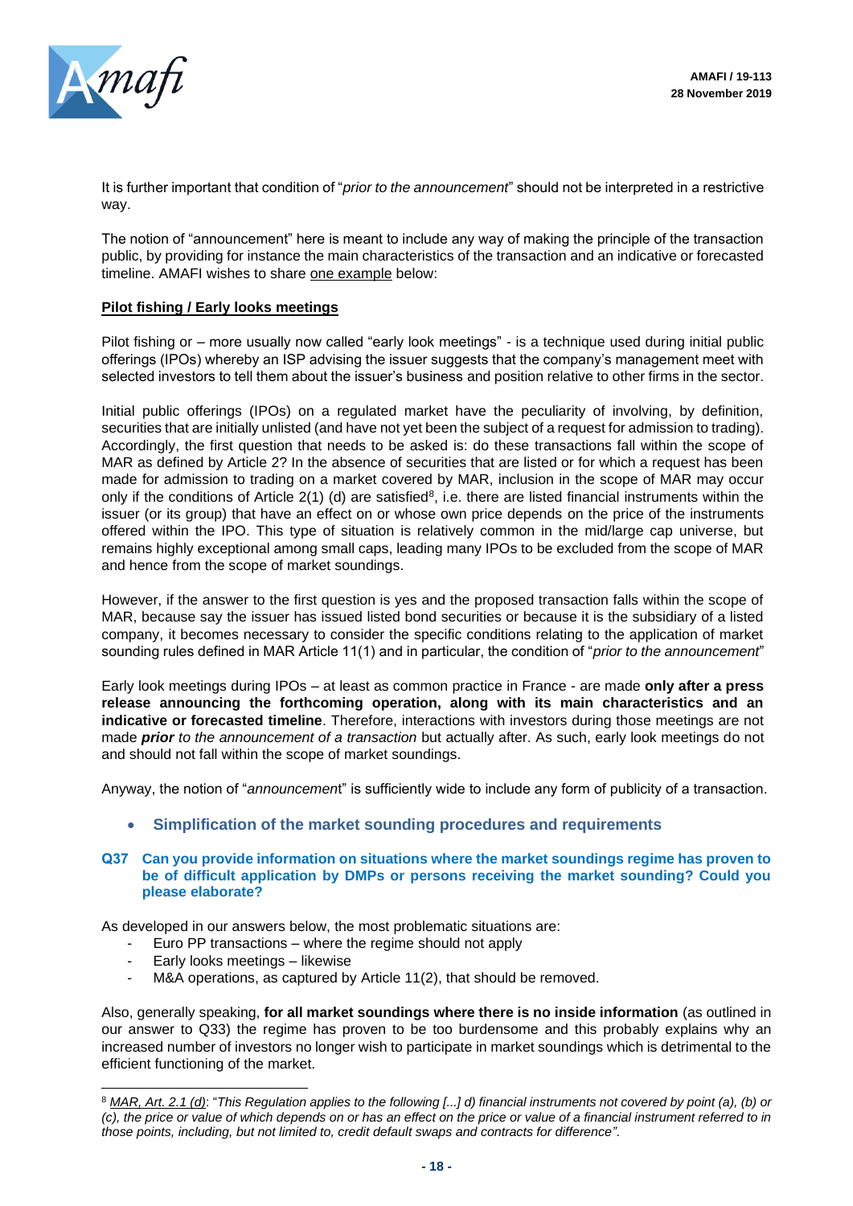It is further important that condition of "*prior to the announcement*" should not be interpreted in a restrictive way.

The notion of "announcement" here is meant to include any way of making the principle of the transaction public, by providing for instance the main characteristics of the transaction and an indicative or forecasted timeline. AMAFI wishes to share one example below:

**Pilot fishing / Early looks meetings**

Pilot fishing or – more usually now called "early look meetings" - is a technique used during initial public offerings (IPOs) whereby an ISP advising the issuer suggests that the company's management meet with selected investors to tell them about the issuer's business and position relative to other firms in the sector.

Initial public offerings (IPOs) on a regulated market have the peculiarity of involving, by definition, securities that are initially unlisted (and have not yet been the subject of a request for admission to trading). Accordingly, the first question that needs to be asked is: do these transactions fall within the scope of MAR as defined by Article 2? In the absence of securities that are listed or for which a request has been made for admission to trading on a market covered by MAR, inclusion in the scope of MAR may occur only if the conditions of Article 2(1) (d) are satisfied[8], i.e. there are listed financial instruments within the issuer (or its group) that have an effect on or whose own price depends on the price of the instruments offered within the IPO. This type of situation is relatively common in the mid/large cap universe, but remains highly exceptional among small caps, leading many IPOs to be excluded from the scope of MAR and hence from the scope of market soundings.

However, if the answer to the first question is yes and the proposed transaction falls within the scope of MAR, because say the issuer has issued listed bond securities or because it is the subsidiary of a listed company, it becomes necessary to consider the specific conditions relating to the application of market sounding rules defined in MAR Article 11(1) and in particular, the condition of "*prior to the announcement*"

Early look meetings during IPOs – at least as common practice in France - are made **only after a press release announcing the forthcoming operation, along with its main characteristics and an indicative or forecasted timeline**. Therefore, interactions with investors during those meetings are not made ***prior*** *to the announcement of a transaction* but actually after. As such, early look meetings do not and should not fall within the scope of market soundings.

Anyway, the notion of "*announcement*" is sufficiently wide to include any form of publicity of a transaction.

- **Simplification of the market sounding procedures and requirements**

**Q37 Can you provide information on situations where the market soundings regime has proven to be of difficult application by DMPs or persons receiving the market sounding? Could you please elaborate?**

As developed in our answers below, the most problematic situations are:

- Euro PP transactions – where the regime should not apply
- Early looks meetings – likewise
- M&A operations, as captured by Article 11(2), that should be removed.

Also, generally speaking, **for all market soundings where there is no inside information** (as outlined in our answer to Q33) the regime has proven to be too burdensome and this probably explains why an increased number of investors no longer wish to participate in market soundings which is detrimental to the efficient functioning of the market.

---

[8] MAR, Art. 2.1 (d): "*This Regulation applies to the following [...] d) financial instruments not covered by point (a), (b) or (c), the price or value of which depends on or has an effect on the price or value of a financial instrument referred to in those points, including, but not limited to, credit default swaps and contracts for difference".*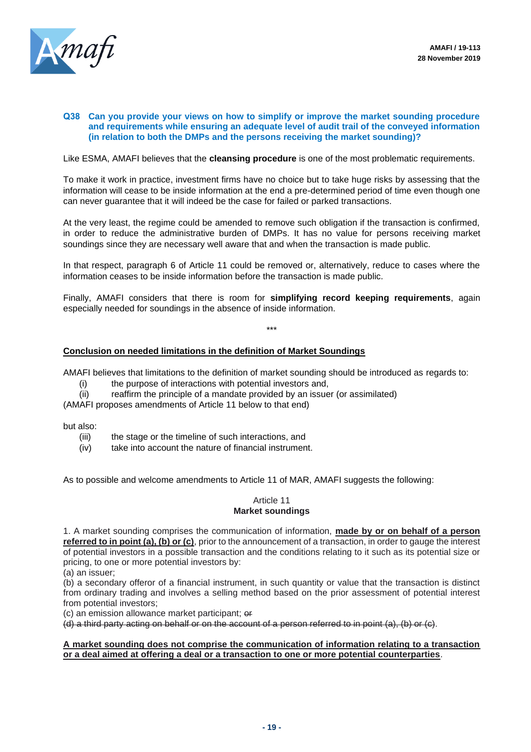**Q38 Can you provide your views on how to simplify or improve the market sounding procedure and requirements while ensuring an adequate level of audit trail of the conveyed information (in relation to both the DMPs and the persons receiving the market sounding)?**

Like ESMA, AMAFI believes that the **cleansing procedure** is one of the most problematic requirements.

To make it work in practice, investment firms have no choice but to take huge risks by assessing that the information will cease to be inside information at the end a pre-determined period of time even though one can never guarantee that it will indeed be the case for failed or parked transactions.

At the very least, the regime could be amended to remove such obligation if the transaction is confirmed, in order to reduce the administrative burden of DMPs. It has no value for persons receiving market soundings since they are necessary well aware that and when the transaction is made public.

In that respect, paragraph 6 of Article 11 could be removed or, alternatively, reduce to cases where the information ceases to be inside information before the transaction is made public.

Finally, AMAFI considers that there is room for **simplifying record keeping requirements**, again especially needed for soundings in the absence of inside information.

\*\*\*

**<u>Conclusion on needed limitations in the definition of Market Soundings</u>**

AMAFI believes that limitations to the definition of market sounding should be introduced as regards to:

(i) the purpose of interactions with potential investors and,
(ii) reaffirm the principle of a mandate provided by an issuer (or assimilated)

(AMAFI proposes amendments of Article 11 below to that end)

but also:

(iii) the stage or the timeline of such interactions, and
(iv) take into account the nature of financial instrument.

As to possible and welcome amendments to Article 11 of MAR, AMAFI suggests the following:

Article 11
**Market soundings**

1. A market sounding comprises the communication of information, **<u>made by or on behalf of a person referred to in point (a), (b) or (c)</u>**, prior to the announcement of a transaction, in order to gauge the interest of potential investors in a possible transaction and the conditions relating to it such as its potential size or pricing, to one or more potential investors by:
(a) an issuer;
(b) a secondary offeror of a financial instrument, in such quantity or value that the transaction is distinct from ordinary trading and involves a selling method based on the prior assessment of potential interest from potential investors;
(c) an emission allowance market participant; ~~or~~
~~(d) a third party acting on behalf or on the account of a person referred to in point (a), (b) or (c)~~.

**<u>A market sounding does not comprise the communication of information relating to a transaction or a deal aimed at offering a deal or a transaction to one or more potential counterparties</u>**.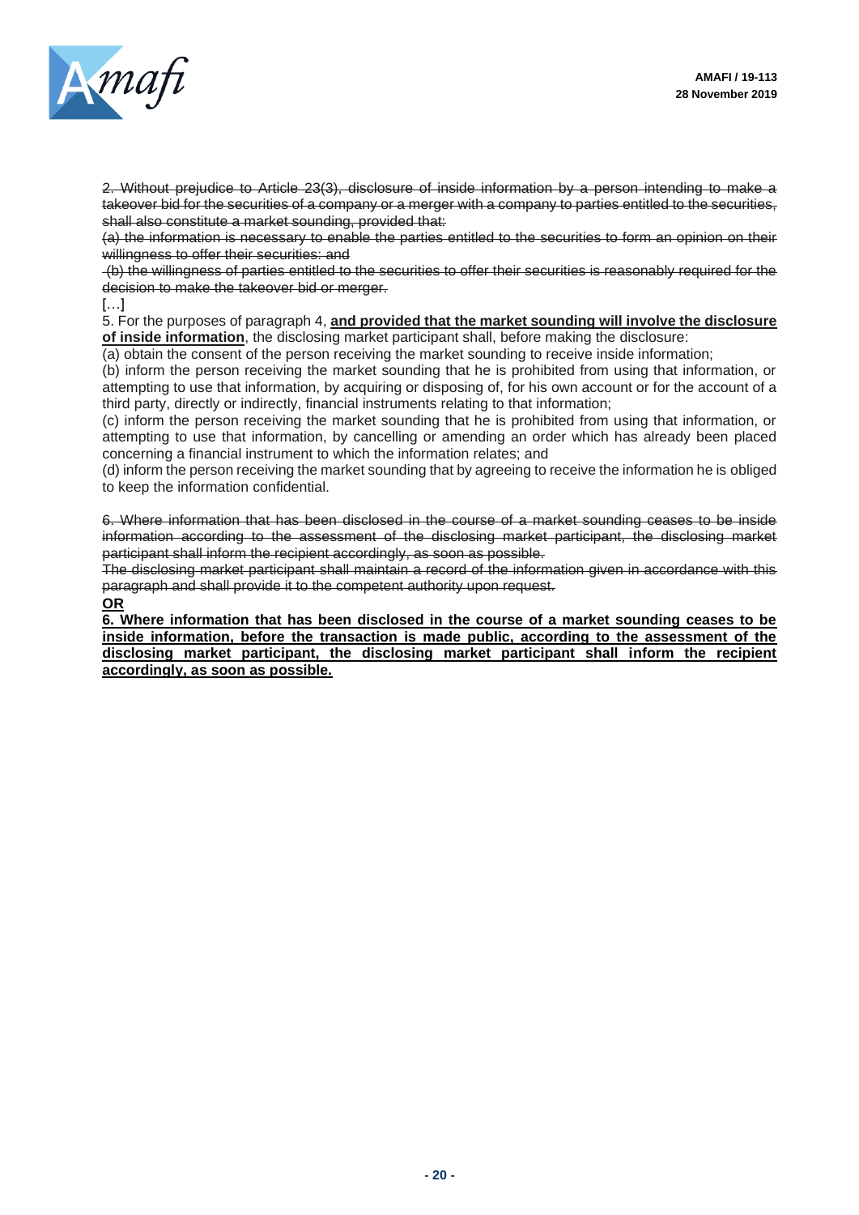~~2. Without prejudice to Article 23(3), disclosure of inside information by a person intending to make a takeover bid for the securities of a company or a merger with a company to parties entitled to the securities, shall also constitute a market sounding, provided that:~~

~~(a) the information is necessary to enable the parties entitled to the securities to form an opinion on their willingness to offer their securities: and~~

~~(b) the willingness of parties entitled to the securities to offer their securities is reasonably required for the decision to make the takeover bid or merger.~~

[…]

5. For the purposes of paragraph 4, **<u>and provided that the market sounding will involve the disclosure of inside information</u>**, the disclosing market participant shall, before making the disclosure:

(a) obtain the consent of the person receiving the market sounding to receive inside information;

(b) inform the person receiving the market sounding that he is prohibited from using that information, or attempting to use that information, by acquiring or disposing of, for his own account or for the account of a third party, directly or indirectly, financial instruments relating to that information;

(c) inform the person receiving the market sounding that he is prohibited from using that information, or attempting to use that information, by cancelling or amending an order which has already been placed concerning a financial instrument to which the information relates; and

(d) inform the person receiving the market sounding that by agreeing to receive the information he is obliged to keep the information confidential.

~~6. Where information that has been disclosed in the course of a market sounding ceases to be inside information according to the assessment of the disclosing market participant, the disclosing market participant shall inform the recipient accordingly, as soon as possible.~~

~~The disclosing market participant shall maintain a record of the information given in accordance with this paragraph and shall provide it to the competent authority upon request.~~

**<u>OR</u>**

**<u>6. Where information that has been disclosed in the course of a market sounding ceases to be inside information, before the transaction is made public, according to the assessment of the disclosing market participant, the disclosing market participant shall inform the recipient accordingly, as soon as possible.</u>**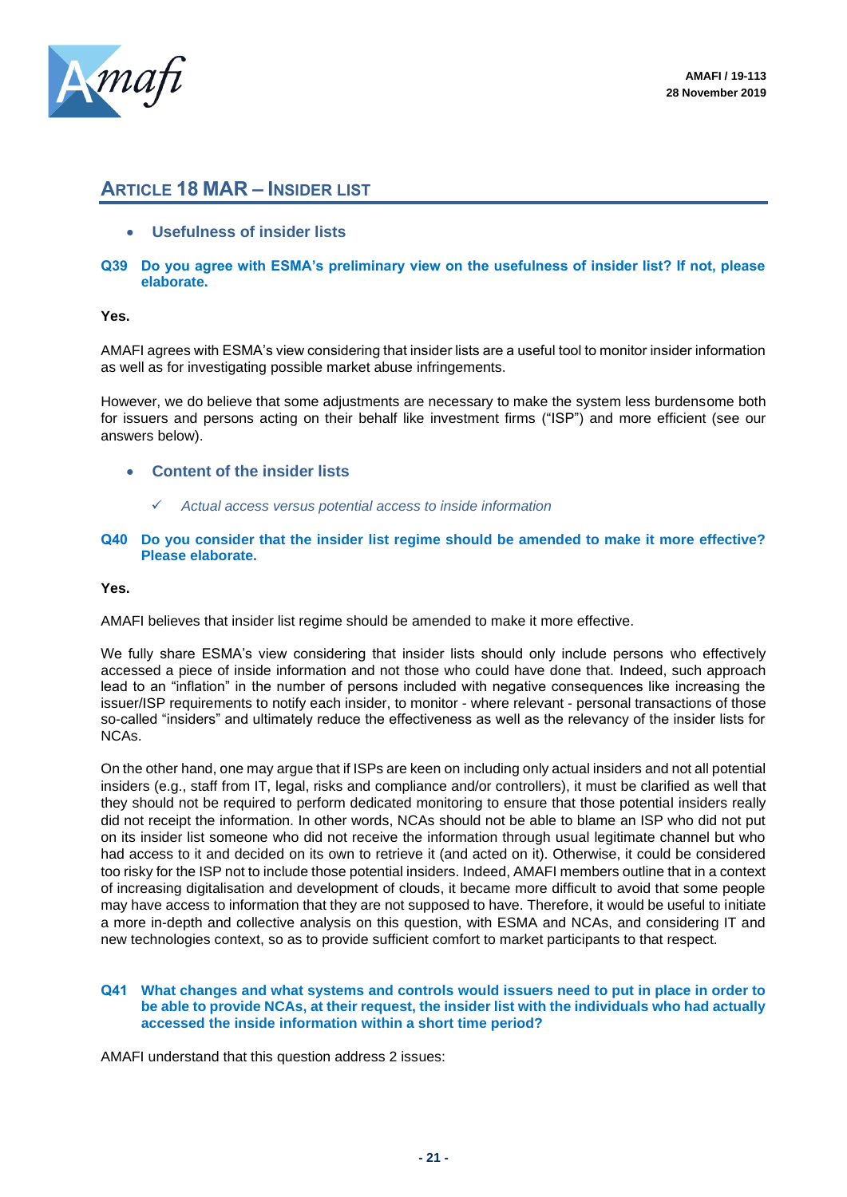## ARTICLE 18 MAR – INSIDER LIST

- **Usefulness of insider lists**

**Q39 Do you agree with ESMA's preliminary view on the usefulness of insider list? If not, please elaborate.**

**Yes.**

AMAFI agrees with ESMA's view considering that insider lists are a useful tool to monitor insider information as well as for investigating possible market abuse infringements.

However, we do believe that some adjustments are necessary to make the system less burdensome both for issuers and persons acting on their behalf like investment firms ("ISP") and more efficient (see our answers below).

- **Content of the insider lists**
  - ✓ *Actual access versus potential access to inside information*

**Q40 Do you consider that the insider list regime should be amended to make it more effective? Please elaborate.**

**Yes.**

AMAFI believes that insider list regime should be amended to make it more effective.

We fully share ESMA's view considering that insider lists should only include persons who effectively accessed a piece of inside information and not those who could have done that. Indeed, such approach lead to an "inflation" in the number of persons included with negative consequences like increasing the issuer/ISP requirements to notify each insider, to monitor - where relevant - personal transactions of those so-called "insiders" and ultimately reduce the effectiveness as well as the relevancy of the insider lists for NCAs.

On the other hand, one may argue that if ISPs are keen on including only actual insiders and not all potential insiders (e.g., staff from IT, legal, risks and compliance and/or controllers), it must be clarified as well that they should not be required to perform dedicated monitoring to ensure that those potential insiders really did not receipt the information. In other words, NCAs should not be able to blame an ISP who did not put on its insider list someone who did not receive the information through usual legitimate channel but who had access to it and decided on its own to retrieve it (and acted on it). Otherwise, it could be considered too risky for the ISP not to include those potential insiders. Indeed, AMAFI members outline that in a context of increasing digitalisation and development of clouds, it became more difficult to avoid that some people may have access to information that they are not supposed to have. Therefore, it would be useful to initiate a more in-depth and collective analysis on this question, with ESMA and NCAs, and considering IT and new technologies context, so as to provide sufficient comfort to market participants to that respect.

**Q41 What changes and what systems and controls would issuers need to put in place in order to be able to provide NCAs, at their request, the insider list with the individuals who had actually accessed the inside information within a short time period?**

AMAFI understand that this question address 2 issues: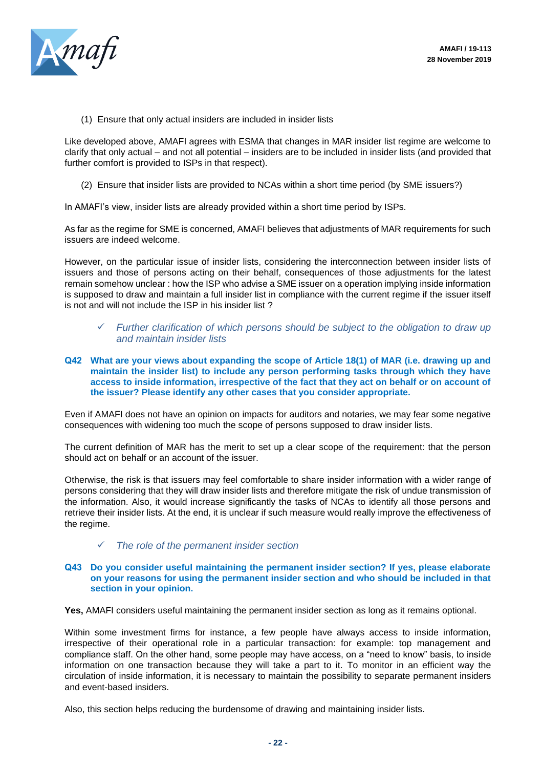(1) Ensure that only actual insiders are included in insider lists

Like developed above, AMAFI agrees with ESMA that changes in MAR insider list regime are welcome to clarify that only actual – and not all potential – insiders are to be included in insider lists (and provided that further comfort is provided to ISPs in that respect).

(2) Ensure that insider lists are provided to NCAs within a short time period (by SME issuers?)

In AMAFI's view, insider lists are already provided within a short time period by ISPs.

As far as the regime for SME is concerned, AMAFI believes that adjustments of MAR requirements for such issuers are indeed welcome.

However, on the particular issue of insider lists, considering the interconnection between insider lists of issuers and those of persons acting on their behalf, consequences of those adjustments for the latest remain somehow unclear : how the ISP who advise a SME issuer on a operation implying inside information is supposed to draw and maintain a full insider list in compliance with the current regime if the issuer itself is not and will not include the ISP in his insider list ?

- ✓ *Further clarification of which persons should be subject to the obligation to draw up and maintain insider lists*

**Q42 What are your views about expanding the scope of Article 18(1) of MAR (i.e. drawing up and maintain the insider list) to include any person performing tasks through which they have access to inside information, irrespective of the fact that they act on behalf or on account of the issuer? Please identify any other cases that you consider appropriate.**

Even if AMAFI does not have an opinion on impacts for auditors and notaries, we may fear some negative consequences with widening too much the scope of persons supposed to draw insider lists.

The current definition of MAR has the merit to set up a clear scope of the requirement: that the person should act on behalf or an account of the issuer.

Otherwise, the risk is that issuers may feel comfortable to share insider information with a wider range of persons considering that they will draw insider lists and therefore mitigate the risk of undue transmission of the information. Also, it would increase significantly the tasks of NCAs to identify all those persons and retrieve their insider lists. At the end, it is unclear if such measure would really improve the effectiveness of the regime.

- ✓ *The role of the permanent insider section*

**Q43 Do you consider useful maintaining the permanent insider section? If yes, please elaborate on your reasons for using the permanent insider section and who should be included in that section in your opinion.**

**Yes,** AMAFI considers useful maintaining the permanent insider section as long as it remains optional.

Within some investment firms for instance, a few people have always access to inside information, irrespective of their operational role in a particular transaction: for example: top management and compliance staff. On the other hand, some people may have access, on a "need to know" basis, to inside information on one transaction because they will take a part to it. To monitor in an efficient way the circulation of inside information, it is necessary to maintain the possibility to separate permanent insiders and event-based insiders.

Also, this section helps reducing the burdensome of drawing and maintaining insider lists.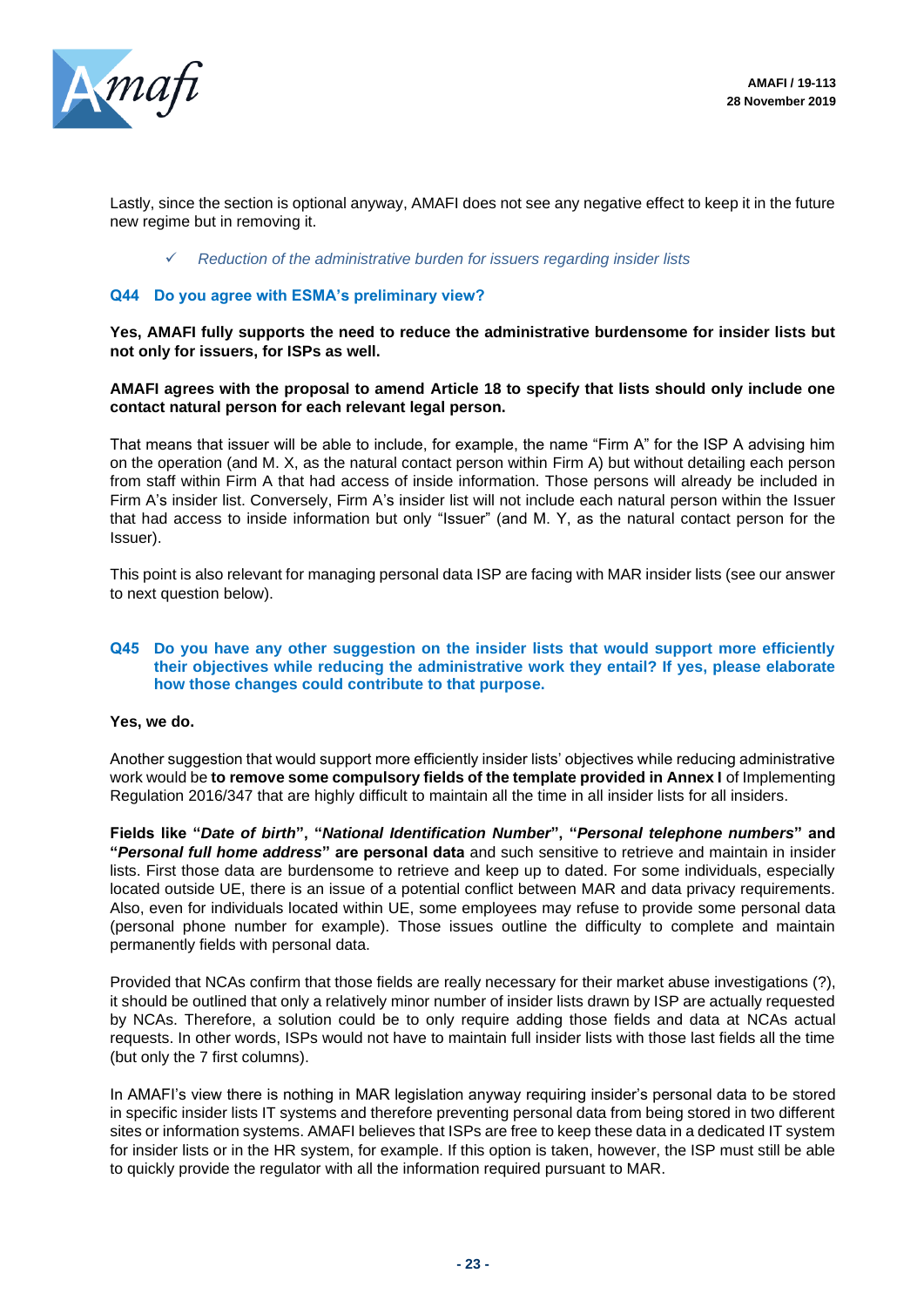Lastly, since the section is optional anyway, AMAFI does not see any negative effect to keep it in the future new regime but in removing it.

- ✓ *Reduction of the administrative burden for issuers regarding insider lists*

### Q44 Do you agree with ESMA's preliminary view?

**Yes, AMAFI fully supports the need to reduce the administrative burdensome for insider lists but not only for issuers, for ISPs as well.**

**AMAFI agrees with the proposal to amend Article 18 to specify that lists should only include one contact natural person for each relevant legal person.**

That means that issuer will be able to include, for example, the name "Firm A" for the ISP A advising him on the operation (and M. X, as the natural contact person within Firm A) but without detailing each person from staff within Firm A that had access of inside information. Those persons will already be included in Firm A's insider list. Conversely, Firm A's insider list will not include each natural person within the Issuer that had access to inside information but only "Issuer" (and M. Y, as the natural contact person for the Issuer).

This point is also relevant for managing personal data ISP are facing with MAR insider lists (see our answer to next question below).

### Q45 Do you have any other suggestion on the insider lists that would support more efficiently their objectives while reducing the administrative work they entail? If yes, please elaborate how those changes could contribute to that purpose.

**Yes, we do.**

Another suggestion that would support more efficiently insider lists' objectives while reducing administrative work would be **to remove some compulsory fields of the template provided in Annex I** of Implementing Regulation 2016/347 that are highly difficult to maintain all the time in all insider lists for all insiders.

**Fields like "*Date of birth*", "*National Identification Number*", "*Personal telephone numbers*" and "*Personal full home address*" are personal data** and such sensitive to retrieve and maintain in insider lists. First those data are burdensome to retrieve and keep up to dated. For some individuals, especially located outside UE, there is an issue of a potential conflict between MAR and data privacy requirements. Also, even for individuals located within UE, some employees may refuse to provide some personal data (personal phone number for example). Those issues outline the difficulty to complete and maintain permanently fields with personal data.

Provided that NCAs confirm that those fields are really necessary for their market abuse investigations (?), it should be outlined that only a relatively minor number of insider lists drawn by ISP are actually requested by NCAs. Therefore, a solution could be to only require adding those fields and data at NCAs actual requests. In other words, ISPs would not have to maintain full insider lists with those last fields all the time (but only the 7 first columns).

In AMAFI's view there is nothing in MAR legislation anyway requiring insider's personal data to be stored in specific insider lists IT systems and therefore preventing personal data from being stored in two different sites or information systems. AMAFI believes that ISPs are free to keep these data in a dedicated IT system for insider lists or in the HR system, for example. If this option is taken, however, the ISP must still be able to quickly provide the regulator with all the information required pursuant to MAR.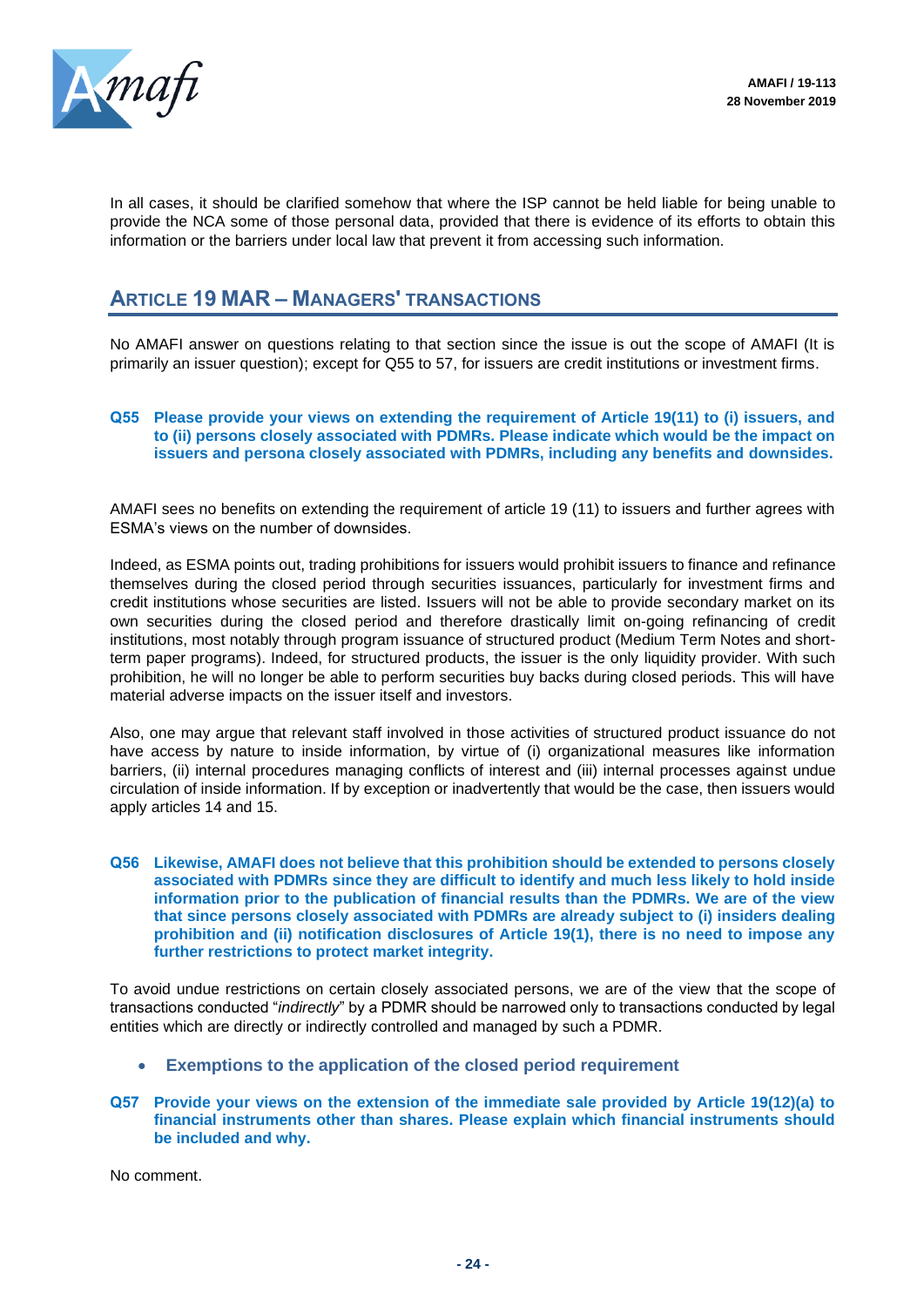In all cases, it should be clarified somehow that where the ISP cannot be held liable for being unable to provide the NCA some of those personal data, provided that there is evidence of its efforts to obtain this information or the barriers under local law that prevent it from accessing such information.

## ARTICLE 19 MAR – MANAGERS' TRANSACTIONS

No AMAFI answer on questions relating to that section since the issue is out the scope of AMAFI (It is primarily an issuer question); except for Q55 to 57, for issuers are credit institutions or investment firms.

**Q55 Please provide your views on extending the requirement of Article 19(11) to (i) issuers, and to (ii) persons closely associated with PDMRs. Please indicate which would be the impact on issuers and persona closely associated with PDMRs, including any benefits and downsides.**

AMAFI sees no benefits on extending the requirement of article 19 (11) to issuers and further agrees with ESMA's views on the number of downsides.

Indeed, as ESMA points out, trading prohibitions for issuers would prohibit issuers to finance and refinance themselves during the closed period through securities issuances, particularly for investment firms and credit institutions whose securities are listed. Issuers will not be able to provide secondary market on its own securities during the closed period and therefore drastically limit on-going refinancing of credit institutions, most notably through program issuance of structured product (Medium Term Notes and short-term paper programs). Indeed, for structured products, the issuer is the only liquidity provider. With such prohibition, he will no longer be able to perform securities buy backs during closed periods. This will have material adverse impacts on the issuer itself and investors.

Also, one may argue that relevant staff involved in those activities of structured product issuance do not have access by nature to inside information, by virtue of (i) organizational measures like information barriers, (ii) internal procedures managing conflicts of interest and (iii) internal processes against undue circulation of inside information. If by exception or inadvertently that would be the case, then issuers would apply articles 14 and 15.

**Q56 Likewise, AMAFI does not believe that this prohibition should be extended to persons closely associated with PDMRs since they are difficult to identify and much less likely to hold inside information prior to the publication of financial results than the PDMRs. We are of the view that since persons closely associated with PDMRs are already subject to (i) insiders dealing prohibition and (ii) notification disclosures of Article 19(1), there is no need to impose any further restrictions to protect market integrity.**

To avoid undue restrictions on certain closely associated persons, we are of the view that the scope of transactions conducted "*indirectly*" by a PDMR should be narrowed only to transactions conducted by legal entities which are directly or indirectly controlled and managed by such a PDMR.

- **Exemptions to the application of the closed period requirement**

**Q57 Provide your views on the extension of the immediate sale provided by Article 19(12)(a) to financial instruments other than shares. Please explain which financial instruments should be included and why.**

No comment.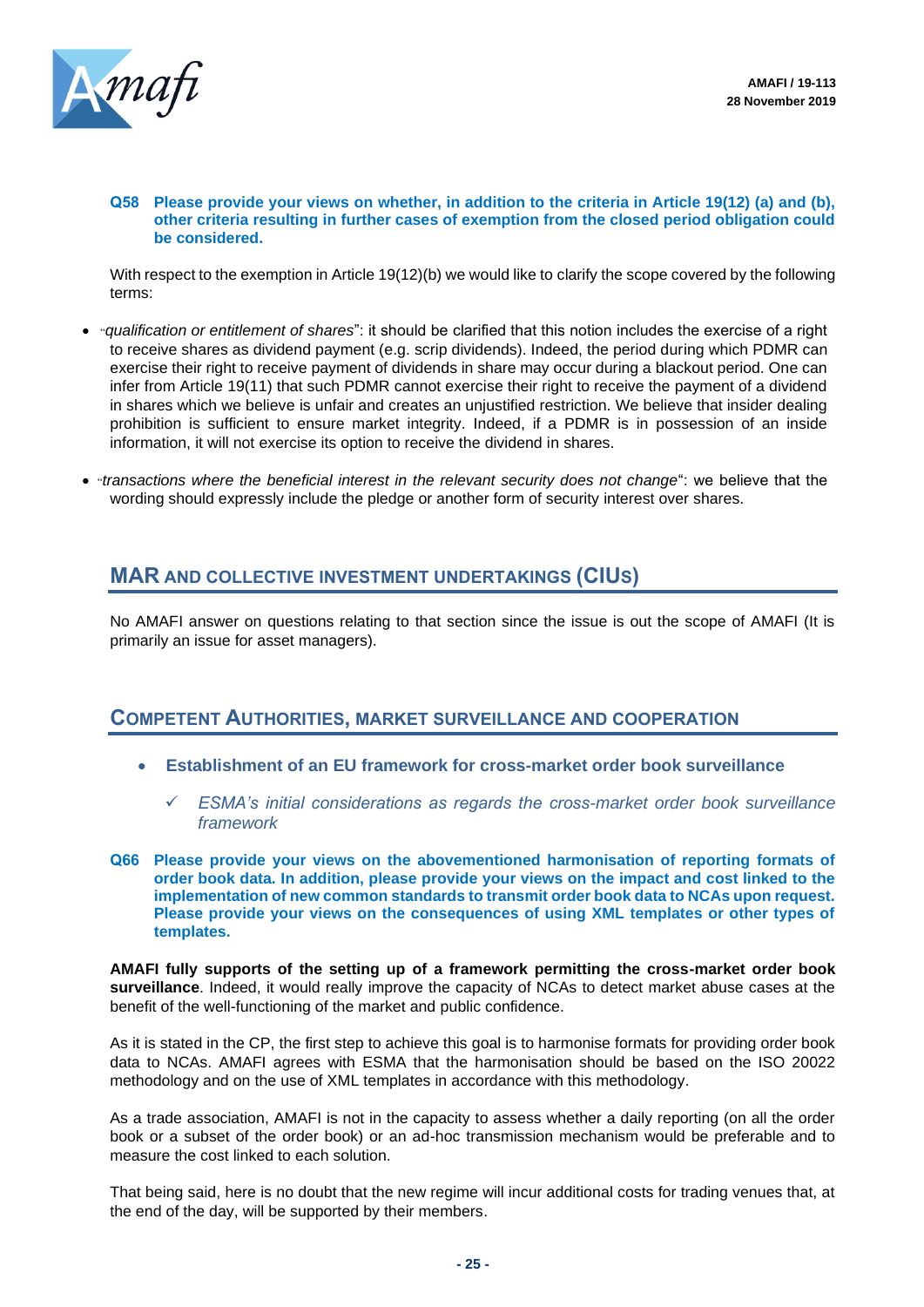**Q58 Please provide your views on whether, in addition to the criteria in Article 19(12) (a) and (b), other criteria resulting in further cases of exemption from the closed period obligation could be considered.**

With respect to the exemption in Article 19(12)(b) we would like to clarify the scope covered by the following terms:

- "*qualification or entitlement of shares*": it should be clarified that this notion includes the exercise of a right to receive shares as dividend payment (e.g. scrip dividends). Indeed, the period during which PDMR can exercise their right to receive payment of dividends in share may occur during a blackout period. One can infer from Article 19(11) that such PDMR cannot exercise their right to receive the payment of a dividend in shares which we believe is unfair and creates an unjustified restriction. We believe that insider dealing prohibition is sufficient to ensure market integrity. Indeed, if a PDMR is in possession of an inside information, it will not exercise its option to receive the dividend in shares.
- "*transactions where the beneficial interest in the relevant security does not change*": we believe that the wording should expressly include the pledge or another form of security interest over shares.

## MAR AND COLLECTIVE INVESTMENT UNDERTAKINGS (CIUS)

No AMAFI answer on questions relating to that section since the issue is out the scope of AMAFI (It is primarily an issue for asset managers).

## COMPETENT AUTHORITIES, MARKET SURVEILLANCE AND COOPERATION

- **Establishment of an EU framework for cross-market order book surveillance**
  - ✓ *ESMA's initial considerations as regards the cross-market order book surveillance framework*

**Q66 Please provide your views on the abovementioned harmonisation of reporting formats of order book data. In addition, please provide your views on the impact and cost linked to the implementation of new common standards to transmit order book data to NCAs upon request. Please provide your views on the consequences of using XML templates or other types of templates.**

**AMAFI fully supports of the setting up of a framework permitting the cross-market order book surveillance**. Indeed, it would really improve the capacity of NCAs to detect market abuse cases at the benefit of the well-functioning of the market and public confidence.

As it is stated in the CP, the first step to achieve this goal is to harmonise formats for providing order book data to NCAs. AMAFI agrees with ESMA that the harmonisation should be based on the ISO 20022 methodology and on the use of XML templates in accordance with this methodology.

As a trade association, AMAFI is not in the capacity to assess whether a daily reporting (on all the order book or a subset of the order book) or an ad-hoc transmission mechanism would be preferable and to measure the cost linked to each solution.

That being said, here is no doubt that the new regime will incur additional costs for trading venues that, at the end of the day, will be supported by their members.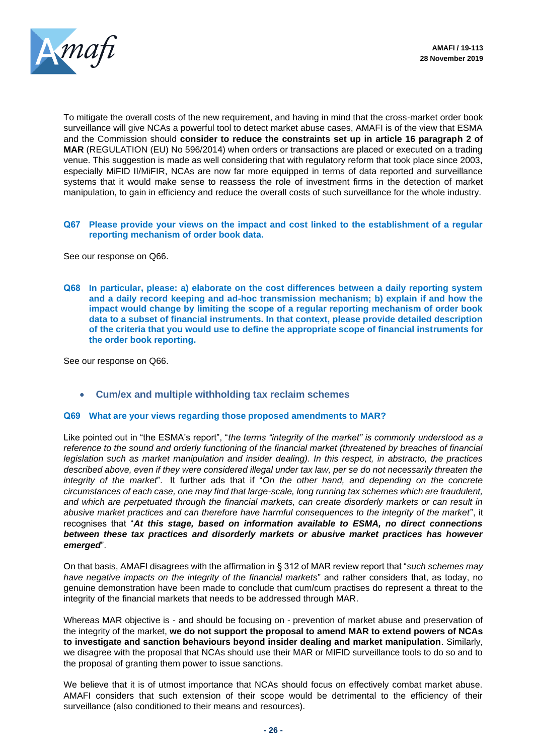To mitigate the overall costs of the new requirement, and having in mind that the cross-market order book surveillance will give NCAs a powerful tool to detect market abuse cases, AMAFI is of the view that ESMA and the Commission should **consider to reduce the constraints set up in article 16 paragraph 2 of MAR** (REGULATION (EU) No 596/2014) when orders or transactions are placed or executed on a trading venue. This suggestion is made as well considering that with regulatory reform that took place since 2003, especially MiFID II/MiFIR, NCAs are now far more equipped in terms of data reported and surveillance systems that it would make sense to reassess the role of investment firms in the detection of market manipulation, to gain in efficiency and reduce the overall costs of such surveillance for the whole industry.

**Q67 Please provide your views on the impact and cost linked to the establishment of a regular reporting mechanism of order book data.**

See our response on Q66.

**Q68 In particular, please: a) elaborate on the cost differences between a daily reporting system and a daily record keeping and ad-hoc transmission mechanism; b) explain if and how the impact would change by limiting the scope of a regular reporting mechanism of order book data to a subset of financial instruments. In that context, please provide detailed description of the criteria that you would use to define the appropriate scope of financial instruments for the order book reporting.**

See our response on Q66.

- **Cum/ex and multiple withholding tax reclaim schemes**

**Q69 What are your views regarding those proposed amendments to MAR?**

Like pointed out in "the ESMA's report", "*the terms "integrity of the market" is commonly understood as a reference to the sound and orderly functioning of the financial market (threatened by breaches of financial legislation such as market manipulation and insider dealing). In this respect, in abstracto, the practices described above, even if they were considered illegal under tax law, per se do not necessarily threaten the integrity of the market*". It further ads that if "*On the other hand, and depending on the concrete circumstances of each case, one may find that large-scale, long running tax schemes which are fraudulent, and which are perpetuated through the financial markets, can create disorderly markets or can result in abusive market practices and can therefore have harmful consequences to the integrity of the market*", it recognises that "***At this stage, based on information available to ESMA, no direct connections between these tax practices and disorderly markets or abusive market practices has however emerged***".

On that basis, AMAFI disagrees with the affirmation in § 312 of MAR review report that "*such schemes may have negative impacts on the integrity of the financial markets*" and rather considers that, as today, no genuine demonstration have been made to conclude that cum/cum practises do represent a threat to the integrity of the financial markets that needs to be addressed through MAR.

Whereas MAR objective is - and should be focusing on - prevention of market abuse and preservation of the integrity of the market, **we do not support the proposal to amend MAR to extend powers of NCAs to investigate and sanction behaviours beyond insider dealing and market manipulation**. Similarly, we disagree with the proposal that NCAs should use their MAR or MIFID surveillance tools to do so and to the proposal of granting them power to issue sanctions.

We believe that it is of utmost importance that NCAs should focus on effectively combat market abuse. AMAFI considers that such extension of their scope would be detrimental to the efficiency of their surveillance (also conditioned to their means and resources).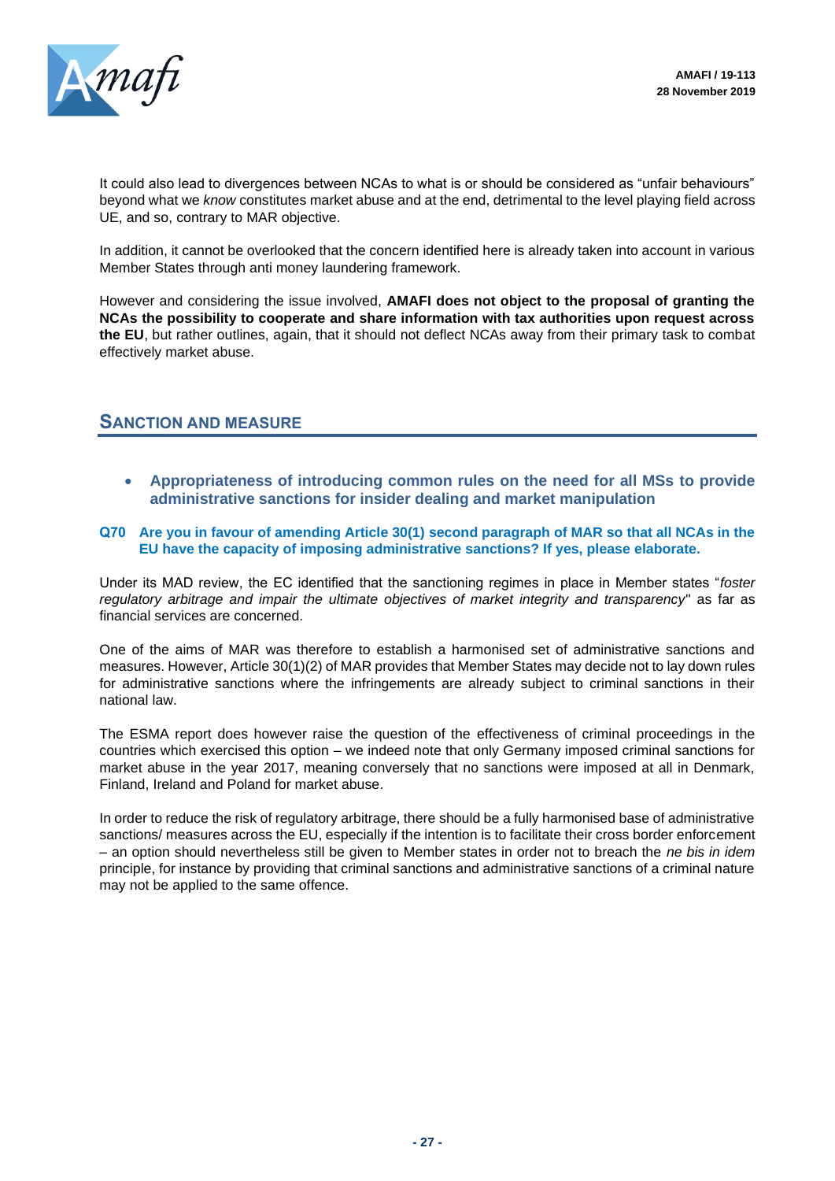It could also lead to divergences between NCAs to what is or should be considered as "unfair behaviours" beyond what we *know* constitutes market abuse and at the end, detrimental to the level playing field across UE, and so, contrary to MAR objective.

In addition, it cannot be overlooked that the concern identified here is already taken into account in various Member States through anti money laundering framework.

However and considering the issue involved, **AMAFI does not object to the proposal of granting the NCAs the possibility to cooperate and share information with tax authorities upon request across the EU**, but rather outlines, again, that it should not deflect NCAs away from their primary task to combat effectively market abuse.

## SANCTION AND MEASURE

- **Appropriateness of introducing common rules on the need for all MSs to provide administrative sanctions for insider dealing and market manipulation**

**Q70 Are you in favour of amending Article 30(1) second paragraph of MAR so that all NCAs in the EU have the capacity of imposing administrative sanctions? If yes, please elaborate.**

Under its MAD review, the EC identified that the sanctioning regimes in place in Member states "*foster regulatory arbitrage and impair the ultimate objectives of market integrity and transparency*" as far as financial services are concerned.

One of the aims of MAR was therefore to establish a harmonised set of administrative sanctions and measures. However, Article 30(1)(2) of MAR provides that Member States may decide not to lay down rules for administrative sanctions where the infringements are already subject to criminal sanctions in their national law.

The ESMA report does however raise the question of the effectiveness of criminal proceedings in the countries which exercised this option – we indeed note that only Germany imposed criminal sanctions for market abuse in the year 2017, meaning conversely that no sanctions were imposed at all in Denmark, Finland, Ireland and Poland for market abuse.

In order to reduce the risk of regulatory arbitrage, there should be a fully harmonised base of administrative sanctions/ measures across the EU, especially if the intention is to facilitate their cross border enforcement – an option should nevertheless still be given to Member states in order not to breach the *ne bis in idem* principle, for instance by providing that criminal sanctions and administrative sanctions of a criminal nature may not be applied to the same offence.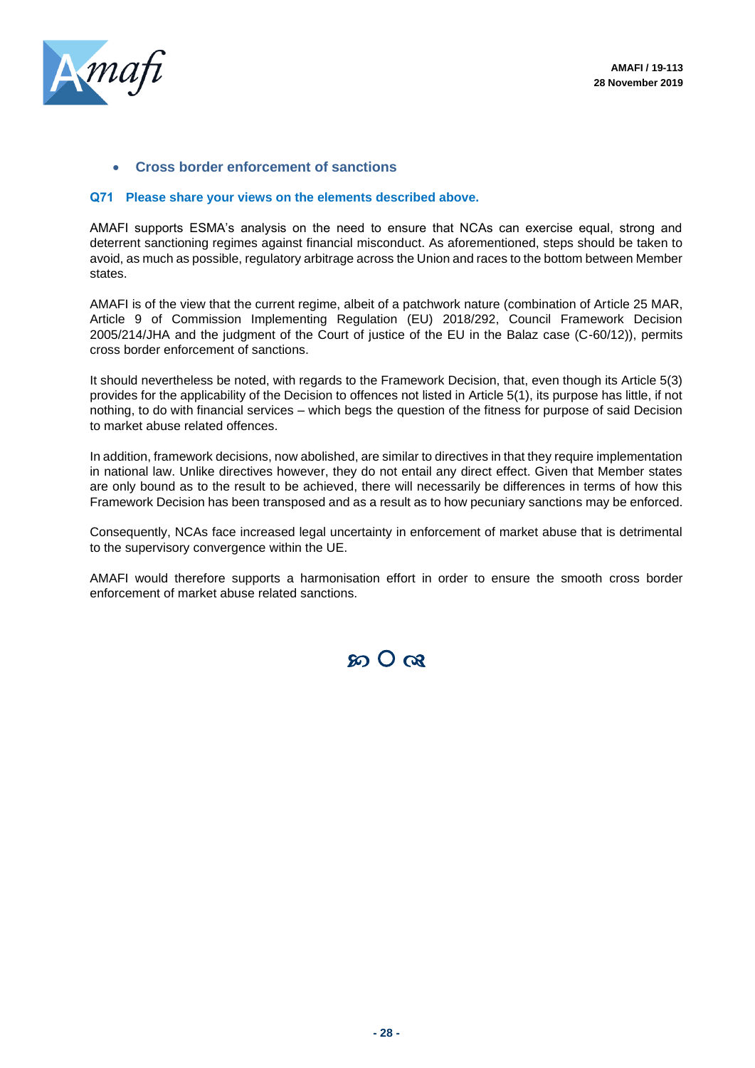- **Cross border enforcement of sanctions**

**Q71 Please share your views on the elements described above.**

AMAFI supports ESMA's analysis on the need to ensure that NCAs can exercise equal, strong and deterrent sanctioning regimes against financial misconduct. As aforementioned, steps should be taken to avoid, as much as possible, regulatory arbitrage across the Union and races to the bottom between Member states.

AMAFI is of the view that the current regime, albeit of a patchwork nature (combination of Article 25 MAR, Article 9 of Commission Implementing Regulation (EU) 2018/292, Council Framework Decision 2005/214/JHA and the judgment of the Court of justice of the EU in the Balaz case (C-60/12)), permits cross border enforcement of sanctions.

It should nevertheless be noted, with regards to the Framework Decision, that, even though its Article 5(3) provides for the applicability of the Decision to offences not listed in Article 5(1), its purpose has little, if not nothing, to do with financial services – which begs the question of the fitness for purpose of said Decision to market abuse related offences.

In addition, framework decisions, now abolished, are similar to directives in that they require implementation in national law. Unlike directives however, they do not entail any direct effect. Given that Member states are only bound as to the result to be achieved, there will necessarily be differences in terms of how this Framework Decision has been transposed and as a result as to how pecuniary sanctions may be enforced.

Consequently, NCAs face increased legal uncertainty in enforcement of market abuse that is detrimental to the supervisory convergence within the UE.

AMAFI would therefore supports a harmonisation effort in order to ensure the smooth cross border enforcement of market abuse related sanctions.

ꟷ O ꟷ